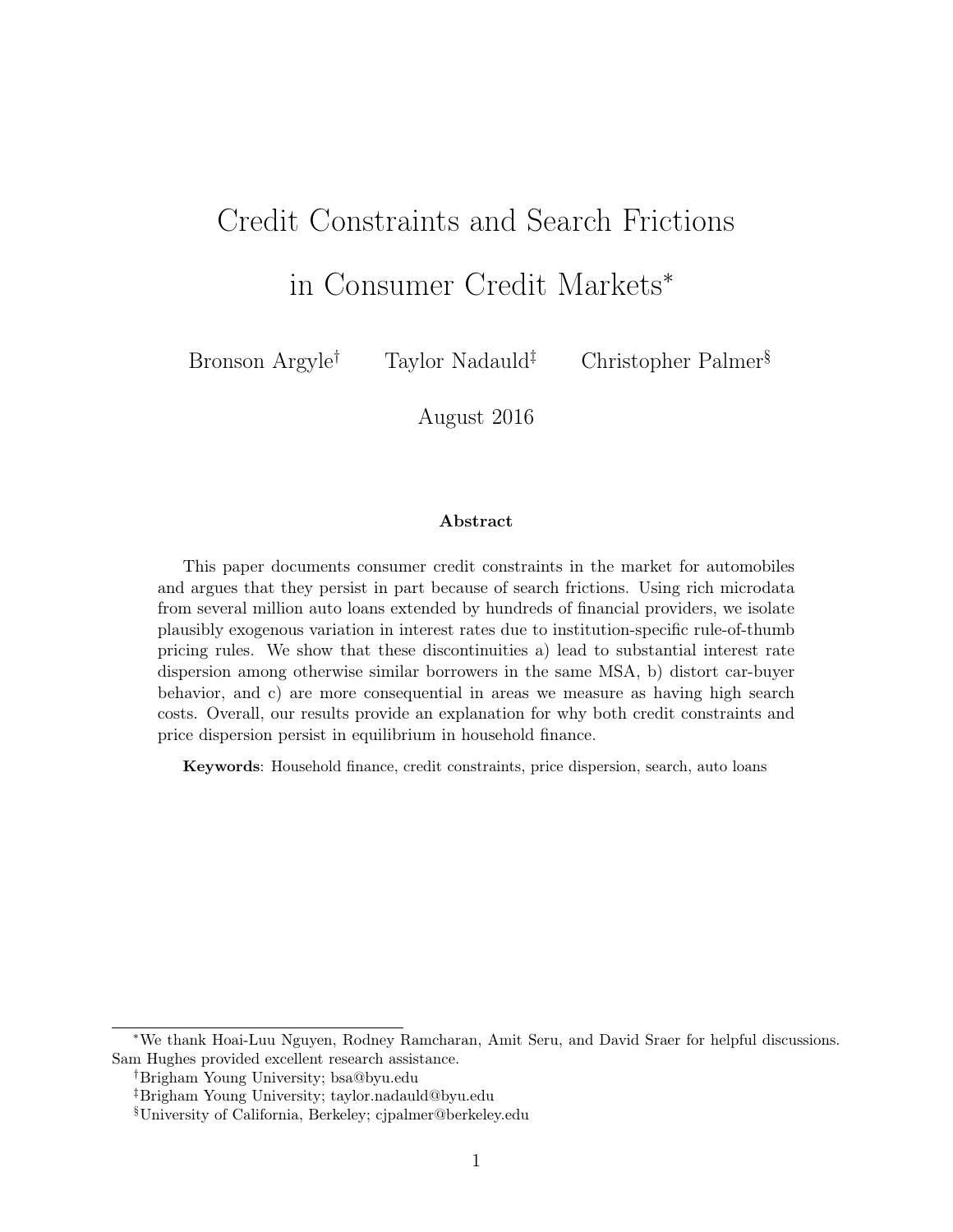# Credit Constraints and Search Frictions in Consumer Credit Markets*

Bronson Argyle[†] Taylor Nadauld[‡] Christopher Palmer[§]

August 2016

## Abstract

This paper documents consumer credit constraints in the market for automobiles and argues that they persist in part because of search frictions. Using rich microdata from several million auto loans extended by hundreds of financial providers, we isolate plausibly exogenous variation in interest rates due to institution-specific rule-of-thumb pricing rules. We show that these discontinuities a) lead to substantial interest rate dispersion among otherwise similar borrowers in the same MSA, b) distort car-buyer behavior, and c) are more consequential in areas we measure as having high search costs. Overall, our results provide an explanation for why both credit constraints and price dispersion persist in equilibrium in household finance.

**Keywords**: Household finance, credit constraints, price dispersion, search, auto loans

---

*We thank Hoai-Luu Nguyen, Rodney Ramcharan, Amit Seru, and David Sraer for helpful discussions. Sam Hughes provided excellent research assistance.

[†]Brigham Young University; bsa@byu.edu

[‡]Brigham Young University; taylor.nadauld@byu.edu

[§]University of California, Berkeley; cjpalmer@berkeley.edu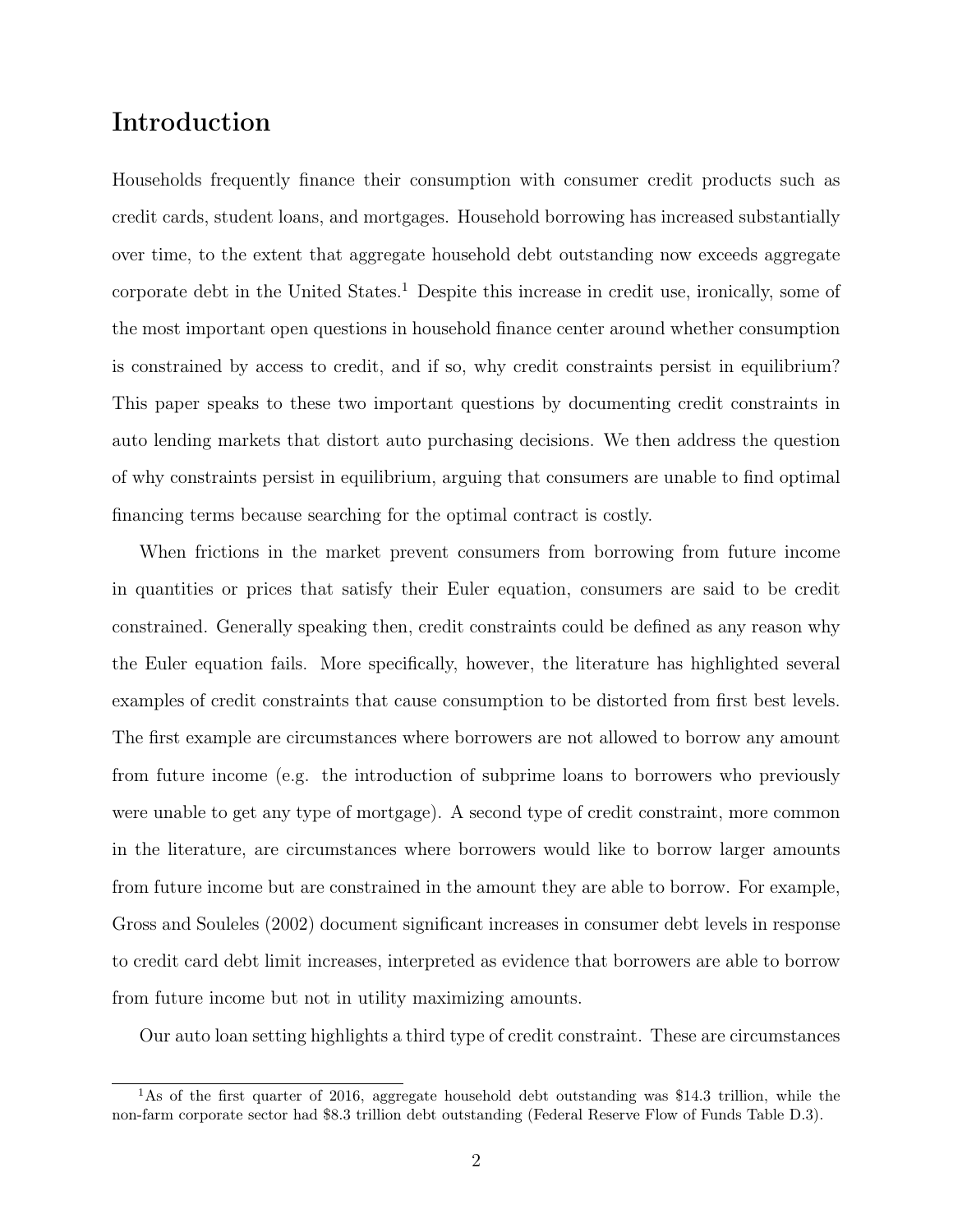# Introduction

Households frequently finance their consumption with consumer credit products such as credit cards, student loans, and mortgages. Household borrowing has increased substantially over time, to the extent that aggregate household debt outstanding now exceeds aggregate corporate debt in the United States.[1] Despite this increase in credit use, ironically, some of the most important open questions in household finance center around whether consumption is constrained by access to credit, and if so, why credit constraints persist in equilibrium? This paper speaks to these two important questions by documenting credit constraints in auto lending markets that distort auto purchasing decisions. We then address the question of why constraints persist in equilibrium, arguing that consumers are unable to find optimal financing terms because searching for the optimal contract is costly.

When frictions in the market prevent consumers from borrowing from future income in quantities or prices that satisfy their Euler equation, consumers are said to be credit constrained. Generally speaking then, credit constraints could be defined as any reason why the Euler equation fails. More specifically, however, the literature has highlighted several examples of credit constraints that cause consumption to be distorted from first best levels. The first example are circumstances where borrowers are not allowed to borrow any amount from future income (e.g. the introduction of subprime loans to borrowers who previously were unable to get any type of mortgage). A second type of credit constraint, more common in the literature, are circumstances where borrowers would like to borrow larger amounts from future income but are constrained in the amount they are able to borrow. For example, Gross and Souleles (2002) document significant increases in consumer debt levels in response to credit card debt limit increases, interpreted as evidence that borrowers are able to borrow from future income but not in utility maximizing amounts.

Our auto loan setting highlights a third type of credit constraint. These are circumstances

[1] As of the first quarter of 2016, aggregate household debt outstanding was $14.3 trillion, while the non-farm corporate sector had $8.3 trillion debt outstanding (Federal Reserve Flow of Funds Table D.3).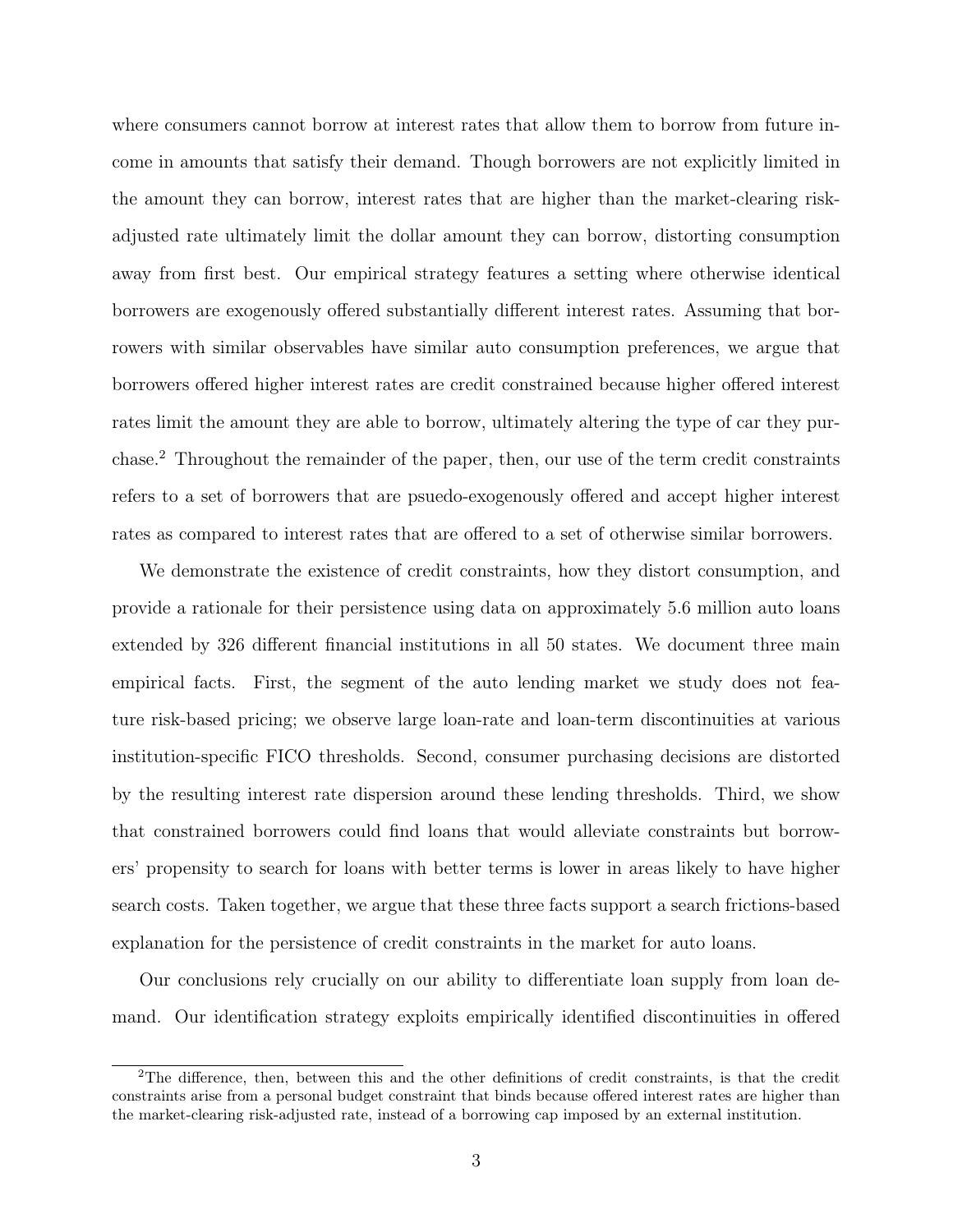where consumers cannot borrow at interest rates that allow them to borrow from future income in amounts that satisfy their demand. Though borrowers are not explicitly limited in the amount they can borrow, interest rates that are higher than the market-clearing risk-adjusted rate ultimately limit the dollar amount they can borrow, distorting consumption away from first best. Our empirical strategy features a setting where otherwise identical borrowers are exogenously offered substantially different interest rates. Assuming that borrowers with similar observables have similar auto consumption preferences, we argue that borrowers offered higher interest rates are credit constrained because higher offered interest rates limit the amount they are able to borrow, ultimately altering the type of car they purchase.[2] Throughout the remainder of the paper, then, our use of the term credit constraints refers to a set of borrowers that are psuedo-exogenously offered and accept higher interest rates as compared to interest rates that are offered to a set of otherwise similar borrowers.

We demonstrate the existence of credit constraints, how they distort consumption, and provide a rationale for their persistence using data on approximately 5.6 million auto loans extended by 326 different financial institutions in all 50 states. We document three main empirical facts. First, the segment of the auto lending market we study does not feature risk-based pricing; we observe large loan-rate and loan-term discontinuities at various institution-specific FICO thresholds. Second, consumer purchasing decisions are distorted by the resulting interest rate dispersion around these lending thresholds. Third, we show that constrained borrowers could find loans that would alleviate constraints but borrowers' propensity to search for loans with better terms is lower in areas likely to have higher search costs. Taken together, we argue that these three facts support a search frictions-based explanation for the persistence of credit constraints in the market for auto loans.

Our conclusions rely crucially on our ability to differentiate loan supply from loan demand. Our identification strategy exploits empirically identified discontinuities in offered

[2] The difference, then, between this and the other definitions of credit constraints, is that the credit constraints arise from a personal budget constraint that binds because offered interest rates are higher than the market-clearing risk-adjusted rate, instead of a borrowing cap imposed by an external institution.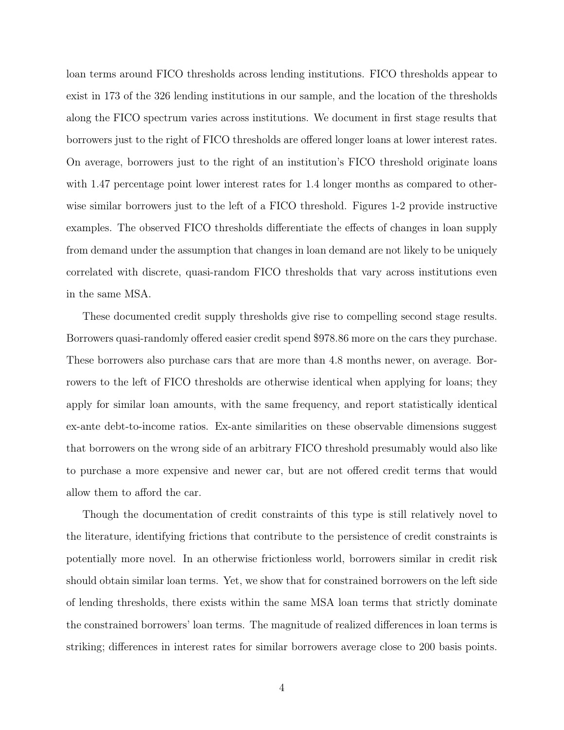loan terms around FICO thresholds across lending institutions. FICO thresholds appear to exist in 173 of the 326 lending institutions in our sample, and the location of the thresholds along the FICO spectrum varies across institutions. We document in first stage results that borrowers just to the right of FICO thresholds are offered longer loans at lower interest rates. On average, borrowers just to the right of an institution's FICO threshold originate loans with 1.47 percentage point lower interest rates for 1.4 longer months as compared to otherwise similar borrowers just to the left of a FICO threshold. Figures 1-2 provide instructive examples. The observed FICO thresholds differentiate the effects of changes in loan supply from demand under the assumption that changes in loan demand are not likely to be uniquely correlated with discrete, quasi-random FICO thresholds that vary across institutions even in the same MSA.

These documented credit supply thresholds give rise to compelling second stage results. Borrowers quasi-randomly offered easier credit spend $978.86 more on the cars they purchase. These borrowers also purchase cars that are more than 4.8 months newer, on average. Borrowers to the left of FICO thresholds are otherwise identical when applying for loans; they apply for similar loan amounts, with the same frequency, and report statistically identical ex-ante debt-to-income ratios. Ex-ante similarities on these observable dimensions suggest that borrowers on the wrong side of an arbitrary FICO threshold presumably would also like to purchase a more expensive and newer car, but are not offered credit terms that would allow them to afford the car.

Though the documentation of credit constraints of this type is still relatively novel to the literature, identifying frictions that contribute to the persistence of credit constraints is potentially more novel. In an otherwise frictionless world, borrowers similar in credit risk should obtain similar loan terms. Yet, we show that for constrained borrowers on the left side of lending thresholds, there exists within the same MSA loan terms that strictly dominate the constrained borrowers' loan terms. The magnitude of realized differences in loan terms is striking; differences in interest rates for similar borrowers average close to 200 basis points.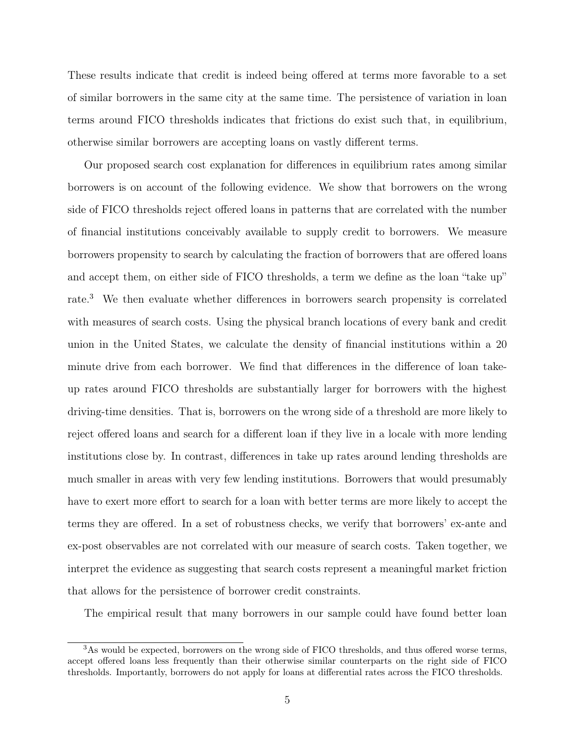These results indicate that credit is indeed being offered at terms more favorable to a set of similar borrowers in the same city at the same time. The persistence of variation in loan terms around FICO thresholds indicates that frictions do exist such that, in equilibrium, otherwise similar borrowers are accepting loans on vastly different terms.

Our proposed search cost explanation for differences in equilibrium rates among similar borrowers is on account of the following evidence. We show that borrowers on the wrong side of FICO thresholds reject offered loans in patterns that are correlated with the number of financial institutions conceivably available to supply credit to borrowers. We measure borrowers propensity to search by calculating the fraction of borrowers that are offered loans and accept them, on either side of FICO thresholds, a term we define as the loan "take up" rate.[3] We then evaluate whether differences in borrowers search propensity is correlated with measures of search costs. Using the physical branch locations of every bank and credit union in the United States, we calculate the density of financial institutions within a 20 minute drive from each borrower. We find that differences in the difference of loan take-up rates around FICO thresholds are substantially larger for borrowers with the highest driving-time densities. That is, borrowers on the wrong side of a threshold are more likely to reject offered loans and search for a different loan if they live in a locale with more lending institutions close by. In contrast, differences in take up rates around lending thresholds are much smaller in areas with very few lending institutions. Borrowers that would presumably have to exert more effort to search for a loan with better terms are more likely to accept the terms they are offered. In a set of robustness checks, we verify that borrowers' ex-ante and ex-post observables are not correlated with our measure of search costs. Taken together, we interpret the evidence as suggesting that search costs represent a meaningful market friction that allows for the persistence of borrower credit constraints.

The empirical result that many borrowers in our sample could have found better loan

[3] As would be expected, borrowers on the wrong side of FICO thresholds, and thus offered worse terms, accept offered loans less frequently than their otherwise similar counterparts on the right side of FICO thresholds. Importantly, borrowers do not apply for loans at differential rates across the FICO thresholds.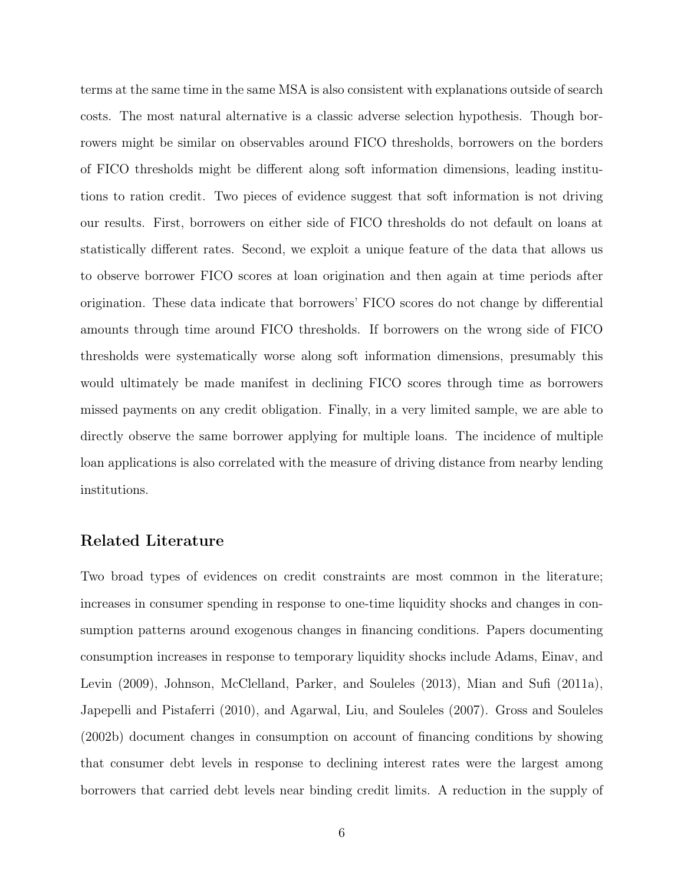terms at the same time in the same MSA is also consistent with explanations outside of search costs. The most natural alternative is a classic adverse selection hypothesis. Though borrowers might be similar on observables around FICO thresholds, borrowers on the borders of FICO thresholds might be different along soft information dimensions, leading institutions to ration credit. Two pieces of evidence suggest that soft information is not driving our results. First, borrowers on either side of FICO thresholds do not default on loans at statistically different rates. Second, we exploit a unique feature of the data that allows us to observe borrower FICO scores at loan origination and then again at time periods after origination. These data indicate that borrowers' FICO scores do not change by differential amounts through time around FICO thresholds. If borrowers on the wrong side of FICO thresholds were systematically worse along soft information dimensions, presumably this would ultimately be made manifest in declining FICO scores through time as borrowers missed payments on any credit obligation. Finally, in a very limited sample, we are able to directly observe the same borrower applying for multiple loans. The incidence of multiple loan applications is also correlated with the measure of driving distance from nearby lending institutions.

## Related Literature

Two broad types of evidences on credit constraints are most common in the literature; increases in consumer spending in response to one-time liquidity shocks and changes in consumption patterns around exogenous changes in financing conditions. Papers documenting consumption increases in response to temporary liquidity shocks include Adams, Einav, and Levin (2009), Johnson, McClelland, Parker, and Souleles (2013), Mian and Sufi (2011a), Japepelli and Pistaferri (2010), and Agarwal, Liu, and Souleles (2007). Gross and Souleles (2002b) document changes in consumption on account of financing conditions by showing that consumer debt levels in response to declining interest rates were the largest among borrowers that carried debt levels near binding credit limits. A reduction in the supply of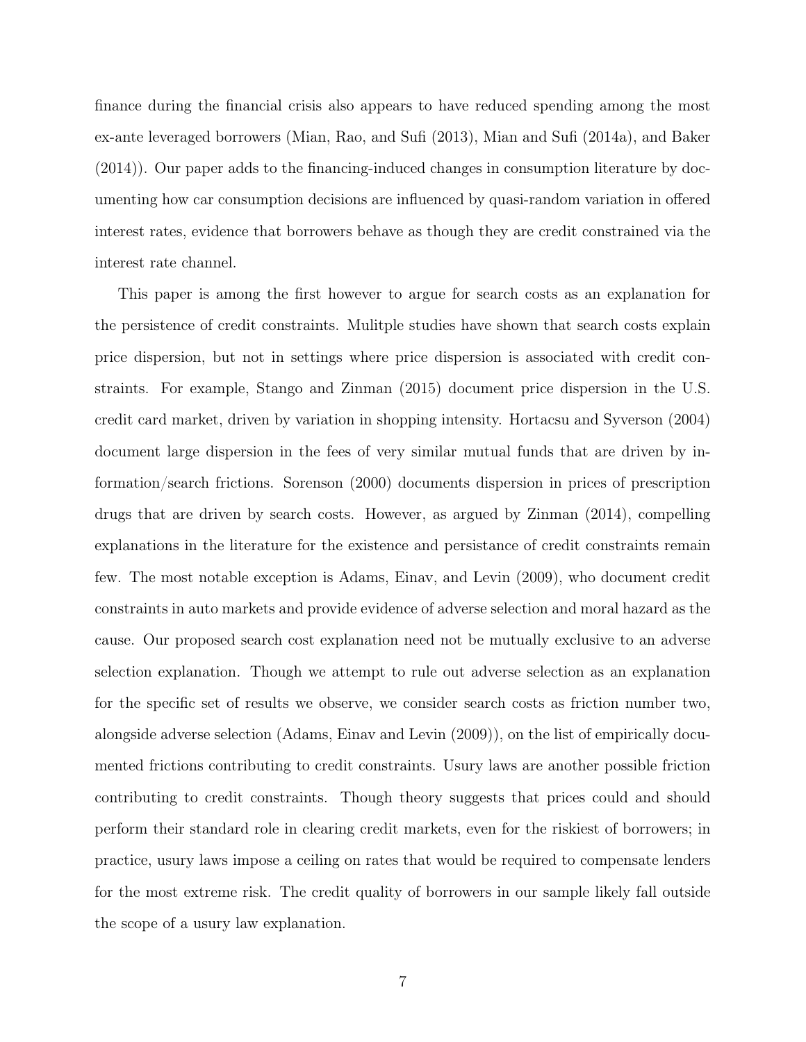finance during the financial crisis also appears to have reduced spending among the most ex-ante leveraged borrowers (Mian, Rao, and Sufi (2013), Mian and Sufi (2014a), and Baker (2014)). Our paper adds to the financing-induced changes in consumption literature by documenting how car consumption decisions are influenced by quasi-random variation in offered interest rates, evidence that borrowers behave as though they are credit constrained via the interest rate channel.

This paper is among the first however to argue for search costs as an explanation for the persistence of credit constraints. Mulitple studies have shown that search costs explain price dispersion, but not in settings where price dispersion is associated with credit constraints. For example, Stango and Zinman (2015) document price dispersion in the U.S. credit card market, driven by variation in shopping intensity. Hortacsu and Syverson (2004) document large dispersion in the fees of very similar mutual funds that are driven by information/search frictions. Sorenson (2000) documents dispersion in prices of prescription drugs that are driven by search costs. However, as argued by Zinman (2014), compelling explanations in the literature for the existence and persistance of credit constraints remain few. The most notable exception is Adams, Einav, and Levin (2009), who document credit constraints in auto markets and provide evidence of adverse selection and moral hazard as the cause. Our proposed search cost explanation need not be mutually exclusive to an adverse selection explanation. Though we attempt to rule out adverse selection as an explanation for the specific set of results we observe, we consider search costs as friction number two, alongside adverse selection (Adams, Einav and Levin (2009)), on the list of empirically documented frictions contributing to credit constraints. Usury laws are another possible friction contributing to credit constraints. Though theory suggests that prices could and should perform their standard role in clearing credit markets, even for the riskiest of borrowers; in practice, usury laws impose a ceiling on rates that would be required to compensate lenders for the most extreme risk. The credit quality of borrowers in our sample likely fall outside the scope of a usury law explanation.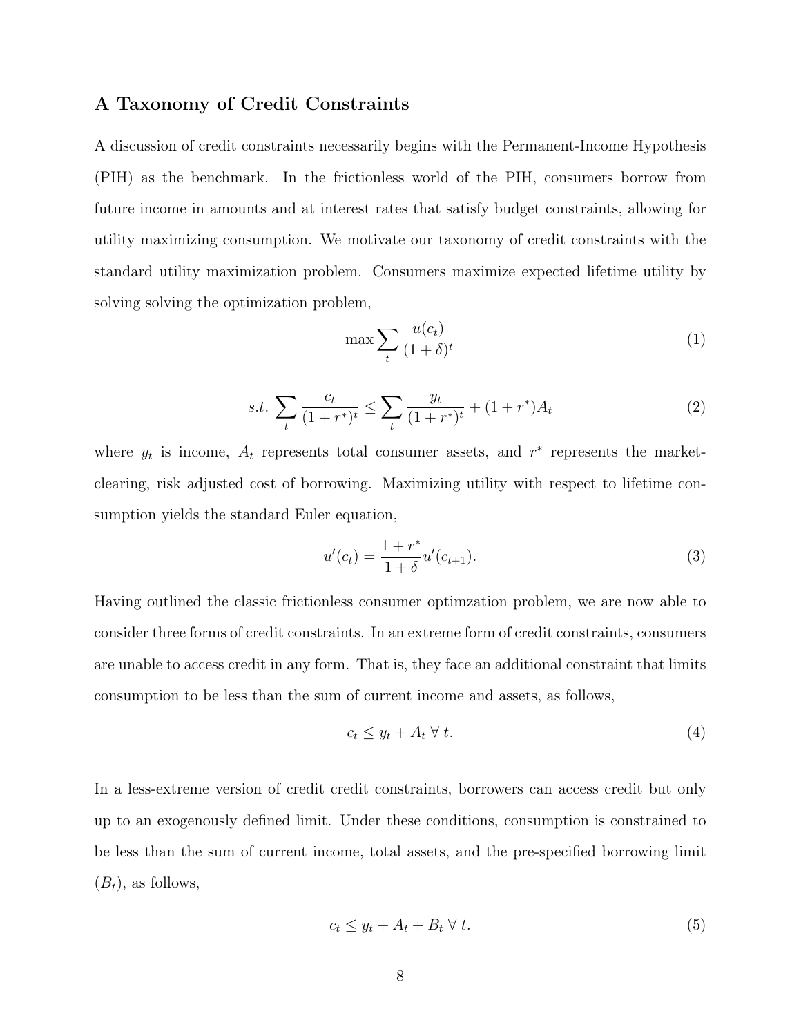### A Taxonomy of Credit Constraints

A discussion of credit constraints necessarily begins with the Permanent-Income Hypothesis (PIH) as the benchmark. In the frictionless world of the PIH, consumers borrow from future income in amounts and at interest rates that satisfy budget constraints, allowing for utility maximizing consumption. We motivate our taxonomy of credit constraints with the standard utility maximization problem. Consumers maximize expected lifetime utility by solving solving the optimization problem,

$$\max \sum_{t} \frac{u(c_t)}{(1+\delta)^t} \tag{1}$$

$$s.t. \sum_{t} \frac{c_t}{(1+r^*)^t} \leq \sum_{t} \frac{y_t}{(1+r^*)^t} + (1+r^*)A_t \tag{2}$$

where $y_t$ is income, $A_t$ represents total consumer assets, and $r^*$ represents the market-clearing, risk adjusted cost of borrowing. Maximizing utility with respect to lifetime consumption yields the standard Euler equation,

$$u'(c_t) = \frac{1+r^*}{1+\delta} u'(c_{t+1}). \tag{3}$$

Having outlined the classic frictionless consumer optimzation problem, we are now able to consider three forms of credit constraints. In an extreme form of credit constraints, consumers are unable to access credit in any form. That is, they face an additional constraint that limits consumption to be less than the sum of current income and assets, as follows,

$$c_t \leq y_t + A_t \;\forall\; t. \tag{4}$$

In a less-extreme version of credit credit constraints, borrowers can access credit but only up to an exogenously defined limit. Under these conditions, consumption is constrained to be less than the sum of current income, total assets, and the pre-specified borrowing limit ($B_t$), as follows,

$$c_t \leq y_t + A_t + B_t \;\forall\; t. \tag{5}$$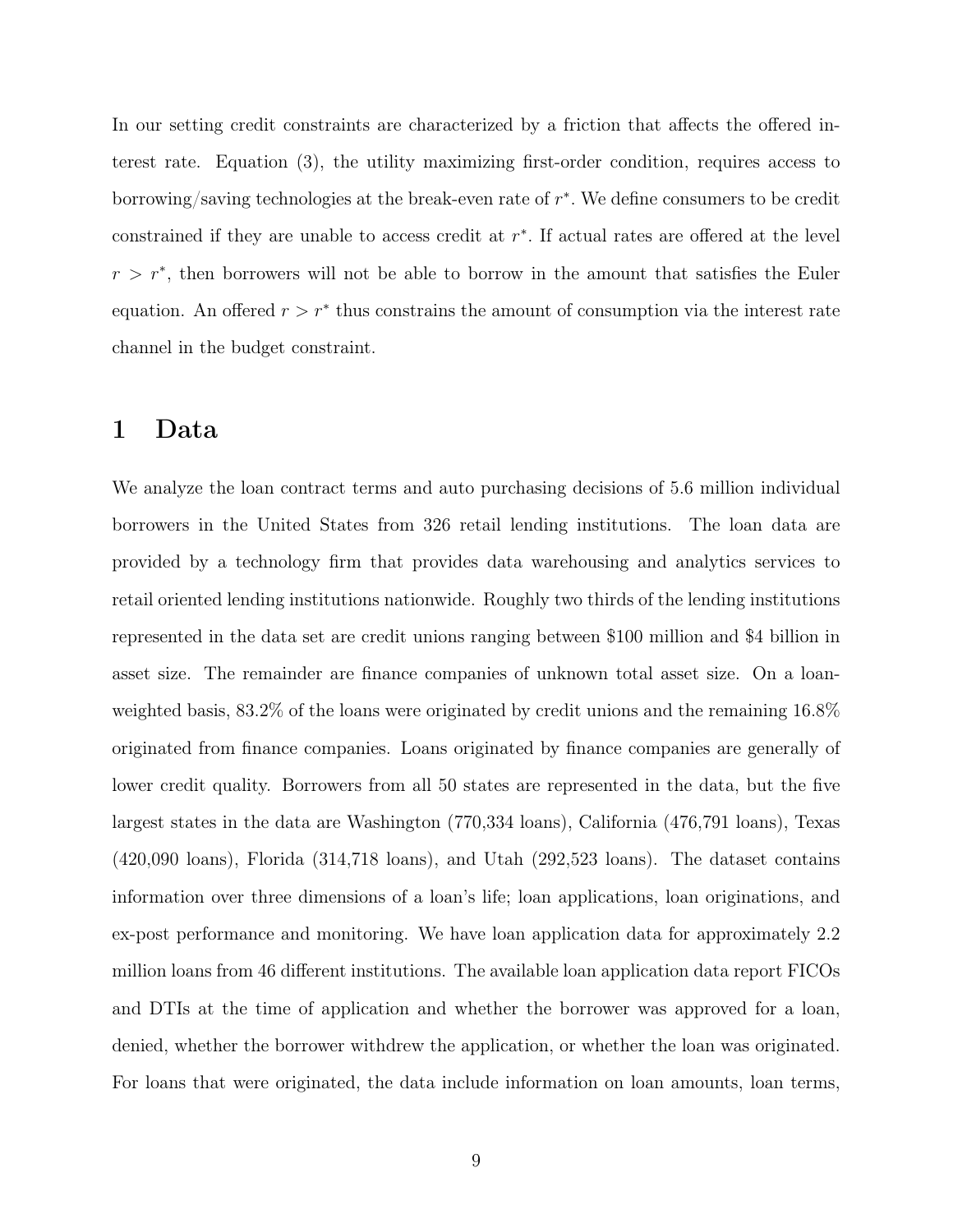In our setting credit constraints are characterized by a friction that affects the offered interest rate. Equation (3), the utility maximizing first-order condition, requires access to borrowing/saving technologies at the break-even rate of $r^*$. We define consumers to be credit constrained if they are unable to access credit at $r^*$. If actual rates are offered at the level $r > r^*$, then borrowers will not be able to borrow in the amount that satisfies the Euler equation. An offered $r > r^*$ thus constrains the amount of consumption via the interest rate channel in the budget constraint.

# 1 Data

We analyze the loan contract terms and auto purchasing decisions of 5.6 million individual borrowers in the United States from 326 retail lending institutions. The loan data are provided by a technology firm that provides data warehousing and analytics services to retail oriented lending institutions nationwide. Roughly two thirds of the lending institutions represented in the data set are credit unions ranging between \$100 million and \$4 billion in asset size. The remainder are finance companies of unknown total asset size. On a loan-weighted basis, 83.2% of the loans were originated by credit unions and the remaining 16.8% originated from finance companies. Loans originated by finance companies are generally of lower credit quality. Borrowers from all 50 states are represented in the data, but the five largest states in the data are Washington (770,334 loans), California (476,791 loans), Texas (420,090 loans), Florida (314,718 loans), and Utah (292,523 loans). The dataset contains information over three dimensions of a loan's life; loan applications, loan originations, and ex-post performance and monitoring. We have loan application data for approximately 2.2 million loans from 46 different institutions. The available loan application data report FICOs and DTIs at the time of application and whether the borrower was approved for a loan, denied, whether the borrower withdrew the application, or whether the loan was originated. For loans that were originated, the data include information on loan amounts, loan terms,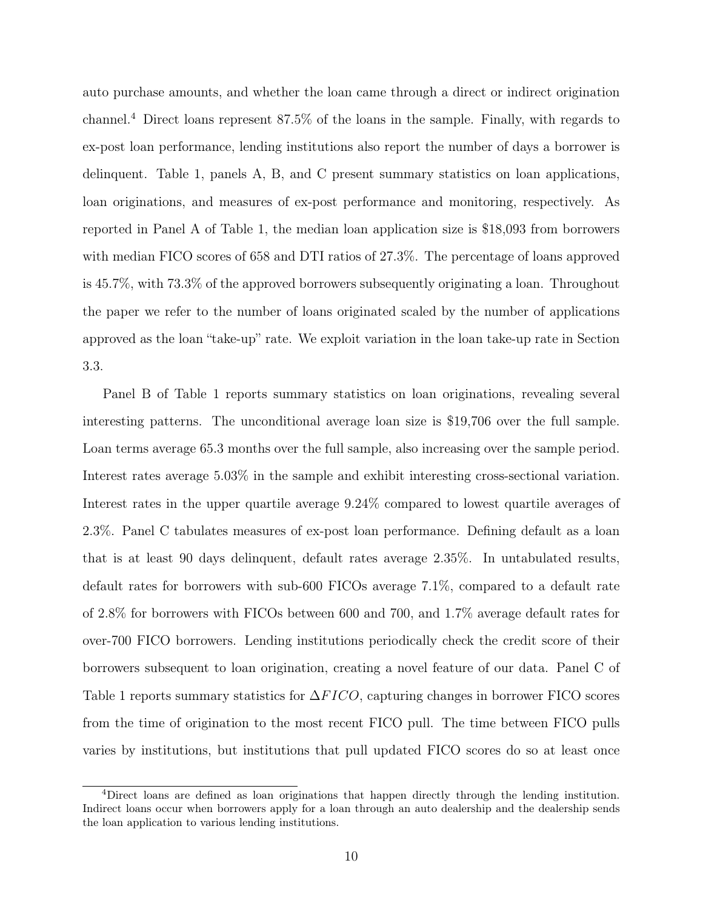auto purchase amounts, and whether the loan came through a direct or indirect origination channel.[4] Direct loans represent 87.5% of the loans in the sample. Finally, with regards to ex-post loan performance, lending institutions also report the number of days a borrower is delinquent. Table 1, panels A, B, and C present summary statistics on loan applications, loan originations, and measures of ex-post performance and monitoring, respectively. As reported in Panel A of Table 1, the median loan application size is $18,093 from borrowers with median FICO scores of 658 and DTI ratios of 27.3%. The percentage of loans approved is 45.7%, with 73.3% of the approved borrowers subsequently originating a loan. Throughout the paper we refer to the number of loans originated scaled by the number of applications approved as the loan "take-up" rate. We exploit variation in the loan take-up rate in Section 3.3.

Panel B of Table 1 reports summary statistics on loan originations, revealing several interesting patterns. The unconditional average loan size is $19,706 over the full sample. Loan terms average 65.3 months over the full sample, also increasing over the sample period. Interest rates average 5.03% in the sample and exhibit interesting cross-sectional variation. Interest rates in the upper quartile average 9.24% compared to lowest quartile averages of 2.3%. Panel C tabulates measures of ex-post loan performance. Defining default as a loan that is at least 90 days delinquent, default rates average 2.35%. In untabulated results, default rates for borrowers with sub-600 FICOs average 7.1%, compared to a default rate of 2.8% for borrowers with FICOs between 600 and 700, and 1.7% average default rates for over-700 FICO borrowers. Lending institutions periodically check the credit score of their borrowers subsequent to loan origination, creating a novel feature of our data. Panel C of Table 1 reports summary statistics for $\Delta FICO$, capturing changes in borrower FICO scores from the time of origination to the most recent FICO pull. The time between FICO pulls varies by institutions, but institutions that pull updated FICO scores do so at least once

[4] Direct loans are defined as loan originations that happen directly through the lending institution. Indirect loans occur when borrowers apply for a loan through an auto dealership and the dealership sends the loan application to various lending institutions.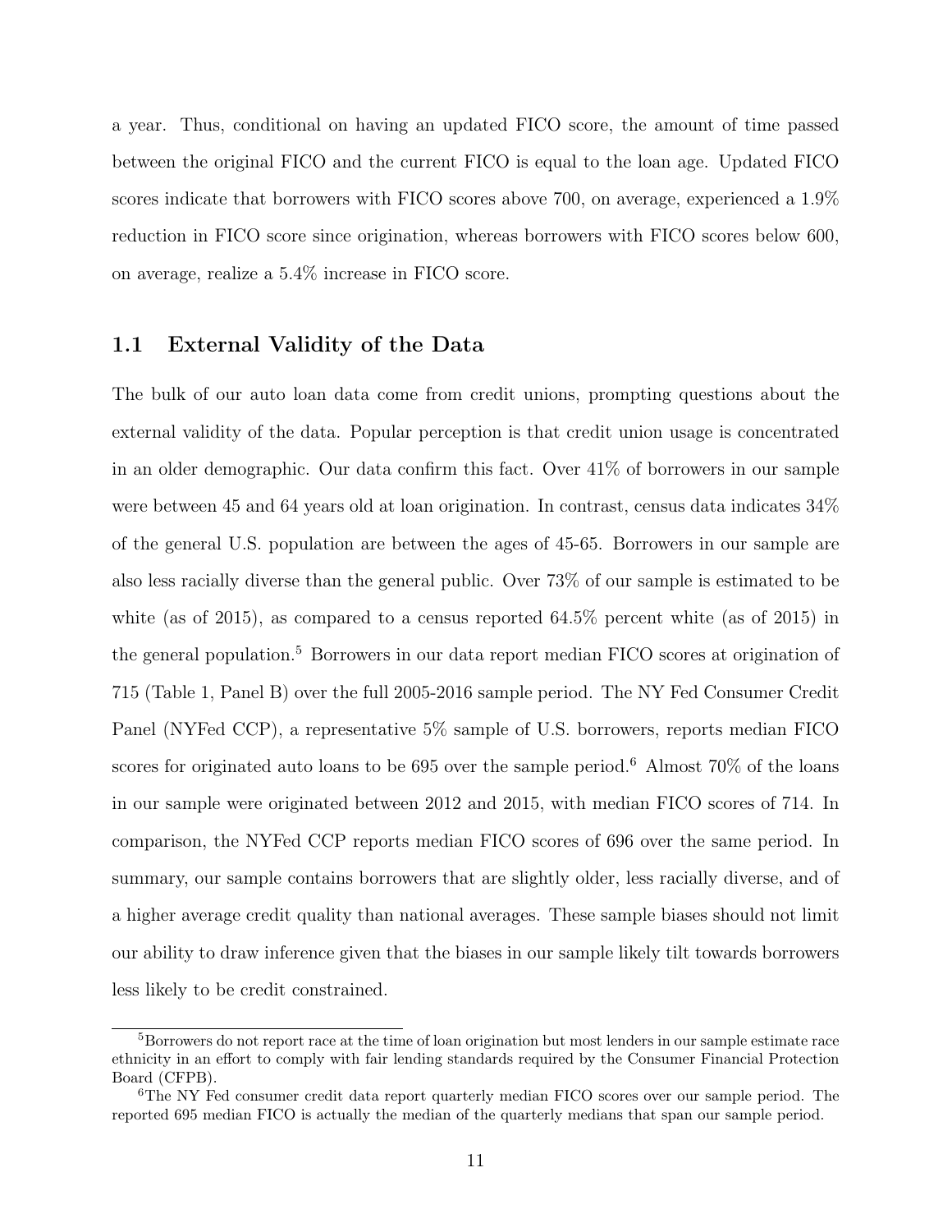a year. Thus, conditional on having an updated FICO score, the amount of time passed between the original FICO and the current FICO is equal to the loan age. Updated FICO scores indicate that borrowers with FICO scores above 700, on average, experienced a 1.9% reduction in FICO score since origination, whereas borrowers with FICO scores below 600, on average, realize a 5.4% increase in FICO score.

## 1.1 External Validity of the Data

The bulk of our auto loan data come from credit unions, prompting questions about the external validity of the data. Popular perception is that credit union usage is concentrated in an older demographic. Our data confirm this fact. Over 41% of borrowers in our sample were between 45 and 64 years old at loan origination. In contrast, census data indicates 34% of the general U.S. population are between the ages of 45-65. Borrowers in our sample are also less racially diverse than the general public. Over 73% of our sample is estimated to be white (as of 2015), as compared to a census reported 64.5% percent white (as of 2015) in the general population.[5] Borrowers in our data report median FICO scores at origination of 715 (Table 1, Panel B) over the full 2005-2016 sample period. The NY Fed Consumer Credit Panel (NYFed CCP), a representative 5% sample of U.S. borrowers, reports median FICO scores for originated auto loans to be 695 over the sample period.[6] Almost 70% of the loans in our sample were originated between 2012 and 2015, with median FICO scores of 714. In comparison, the NYFed CCP reports median FICO scores of 696 over the same period. In summary, our sample contains borrowers that are slightly older, less racially diverse, and of a higher average credit quality than national averages. These sample biases should not limit our ability to draw inference given that the biases in our sample likely tilt towards borrowers less likely to be credit constrained.

[5]Borrowers do not report race at the time of loan origination but most lenders in our sample estimate race ethnicity in an effort to comply with fair lending standards required by the Consumer Financial Protection Board (CFPB).

[6]The NY Fed consumer credit data report quarterly median FICO scores over our sample period. The reported 695 median FICO is actually the median of the quarterly medians that span our sample period.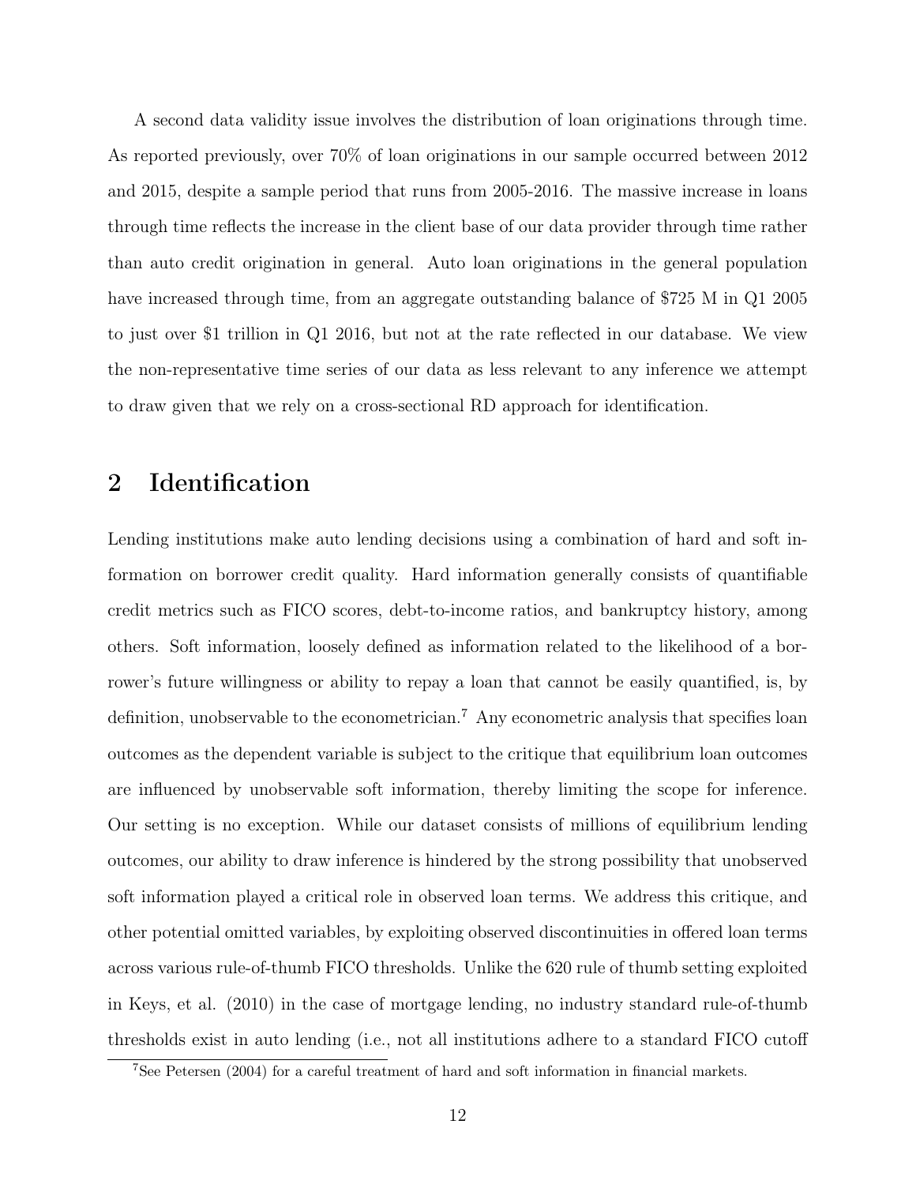A second data validity issue involves the distribution of loan originations through time. As reported previously, over 70% of loan originations in our sample occurred between 2012 and 2015, despite a sample period that runs from 2005-2016. The massive increase in loans through time reflects the increase in the client base of our data provider through time rather than auto credit origination in general. Auto loan originations in the general population have increased through time, from an aggregate outstanding balance of $725 M in Q1 2005 to just over $1 trillion in Q1 2016, but not at the rate reflected in our database. We view the non-representative time series of our data as less relevant to any inference we attempt to draw given that we rely on a cross-sectional RD approach for identification.

## 2 Identification

Lending institutions make auto lending decisions using a combination of hard and soft information on borrower credit quality. Hard information generally consists of quantifiable credit metrics such as FICO scores, debt-to-income ratios, and bankruptcy history, among others. Soft information, loosely defined as information related to the likelihood of a borrower's future willingness or ability to repay a loan that cannot be easily quantified, is, by definition, unobservable to the econometrician.[7] Any econometric analysis that specifies loan outcomes as the dependent variable is subject to the critique that equilibrium loan outcomes are influenced by unobservable soft information, thereby limiting the scope for inference. Our setting is no exception. While our dataset consists of millions of equilibrium lending outcomes, our ability to draw inference is hindered by the strong possibility that unobserved soft information played a critical role in observed loan terms. We address this critique, and other potential omitted variables, by exploiting observed discontinuities in offered loan terms across various rule-of-thumb FICO thresholds. Unlike the 620 rule of thumb setting exploited in Keys, et al. (2010) in the case of mortgage lending, no industry standard rule-of-thumb thresholds exist in auto lending (i.e., not all institutions adhere to a standard FICO cutoff

[7] See Petersen (2004) for a careful treatment of hard and soft information in financial markets.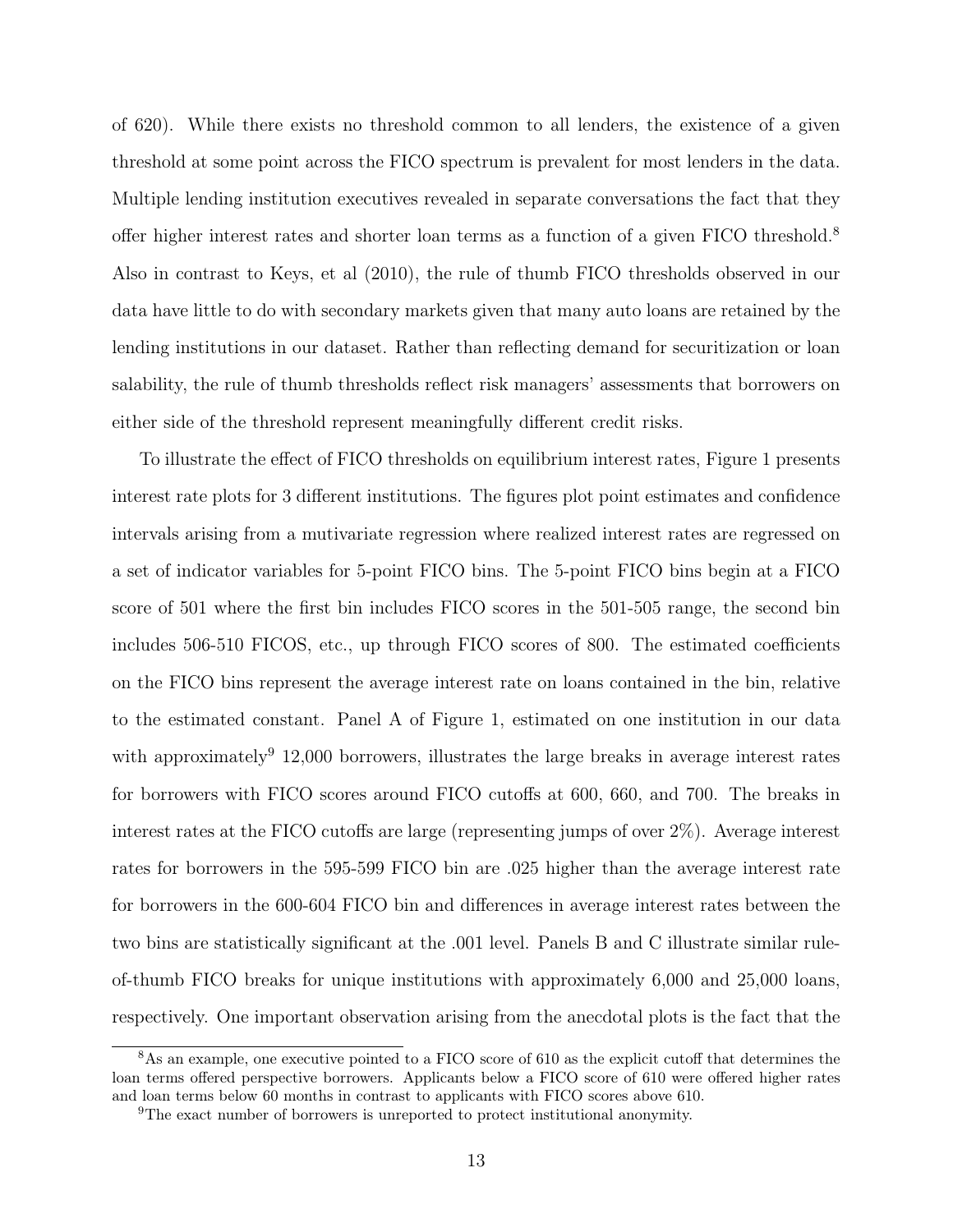of 620). While there exists no threshold common to all lenders, the existence of a given threshold at some point across the FICO spectrum is prevalent for most lenders in the data. Multiple lending institution executives revealed in separate conversations the fact that they offer higher interest rates and shorter loan terms as a function of a given FICO threshold.[8] Also in contrast to Keys, et al (2010), the rule of thumb FICO thresholds observed in our data have little to do with secondary markets given that many auto loans are retained by the lending institutions in our dataset. Rather than reflecting demand for securitization or loan salability, the rule of thumb thresholds reflect risk managers' assessments that borrowers on either side of the threshold represent meaningfully different credit risks.

To illustrate the effect of FICO thresholds on equilibrium interest rates, Figure 1 presents interest rate plots for 3 different institutions. The figures plot point estimates and confidence intervals arising from a mutivariate regression where realized interest rates are regressed on a set of indicator variables for 5-point FICO bins. The 5-point FICO bins begin at a FICO score of 501 where the first bin includes FICO scores in the 501-505 range, the second bin includes 506-510 FICOS, etc., up through FICO scores of 800. The estimated coefficients on the FICO bins represent the average interest rate on loans contained in the bin, relative to the estimated constant. Panel A of Figure 1, estimated on one institution in our data with approximately[9] 12,000 borrowers, illustrates the large breaks in average interest rates for borrowers with FICO scores around FICO cutoffs at 600, 660, and 700. The breaks in interest rates at the FICO cutoffs are large (representing jumps of over 2%). Average interest rates for borrowers in the 595-599 FICO bin are .025 higher than the average interest rate for borrowers in the 600-604 FICO bin and differences in average interest rates between the two bins are statistically significant at the .001 level. Panels B and C illustrate similar rule-of-thumb FICO breaks for unique institutions with approximately 6,000 and 25,000 loans, respectively. One important observation arising from the anecdotal plots is the fact that the

---

[8] As an example, one executive pointed to a FICO score of 610 as the explicit cutoff that determines the loan terms offered perspective borrowers. Applicants below a FICO score of 610 were offered higher rates and loan terms below 60 months in contrast to applicants with FICO scores above 610.

[9] The exact number of borrowers is unreported to protect institutional anonymity.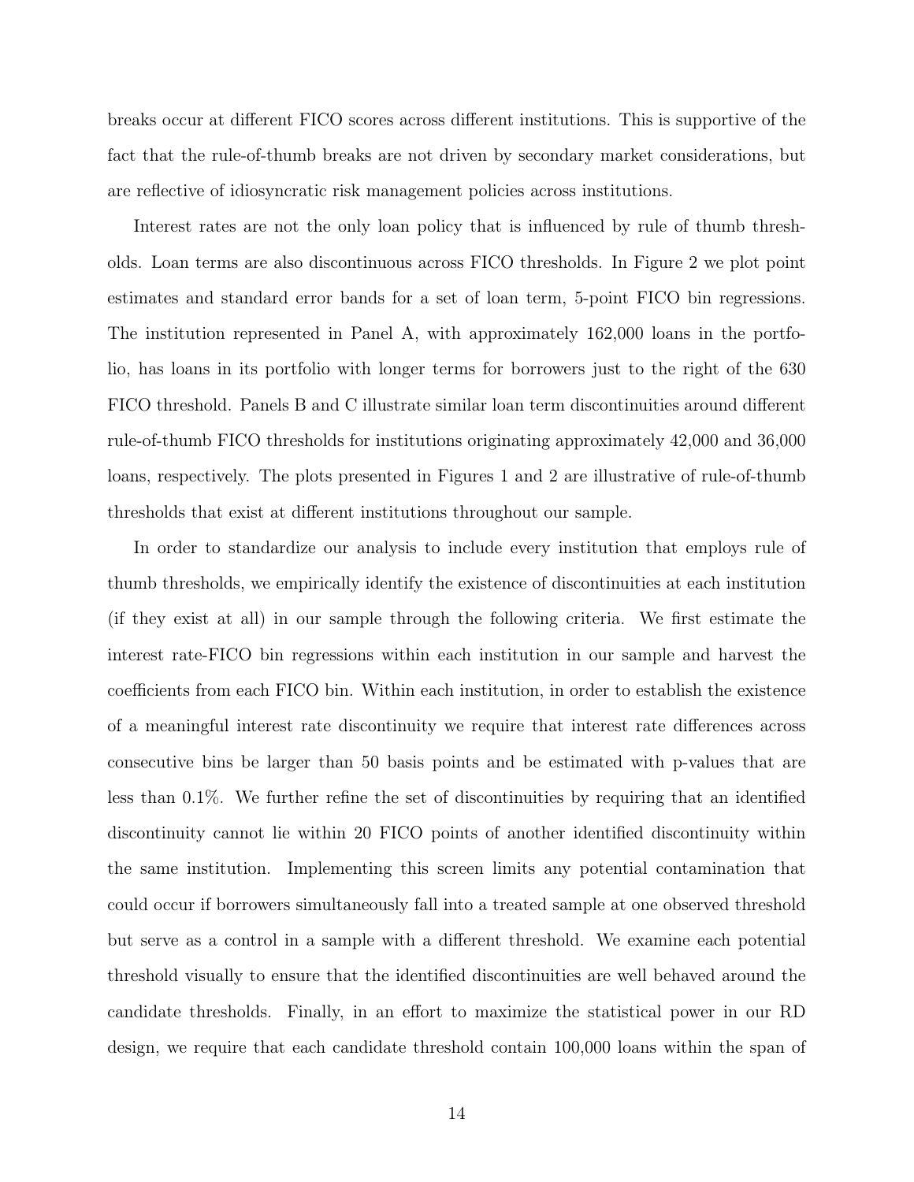breaks occur at different FICO scores across different institutions. This is supportive of the fact that the rule-of-thumb breaks are not driven by secondary market considerations, but are reflective of idiosyncratic risk management policies across institutions.

Interest rates are not the only loan policy that is influenced by rule of thumb thresholds. Loan terms are also discontinuous across FICO thresholds. In Figure 2 we plot point estimates and standard error bands for a set of loan term, 5-point FICO bin regressions. The institution represented in Panel A, with approximately 162,000 loans in the portfolio, has loans in its portfolio with longer terms for borrowers just to the right of the 630 FICO threshold. Panels B and C illustrate similar loan term discontinuities around different rule-of-thumb FICO thresholds for institutions originating approximately 42,000 and 36,000 loans, respectively. The plots presented in Figures 1 and 2 are illustrative of rule-of-thumb thresholds that exist at different institutions throughout our sample.

In order to standardize our analysis to include every institution that employs rule of thumb thresholds, we empirically identify the existence of discontinuities at each institution (if they exist at all) in our sample through the following criteria. We first estimate the interest rate-FICO bin regressions within each institution in our sample and harvest the coefficients from each FICO bin. Within each institution, in order to establish the existence of a meaningful interest rate discontinuity we require that interest rate differences across consecutive bins be larger than 50 basis points and be estimated with p-values that are less than 0.1%. We further refine the set of discontinuities by requiring that an identified discontinuity cannot lie within 20 FICO points of another identified discontinuity within the same institution. Implementing this screen limits any potential contamination that could occur if borrowers simultaneously fall into a treated sample at one observed threshold but serve as a control in a sample with a different threshold. We examine each potential threshold visually to ensure that the identified discontinuities are well behaved around the candidate thresholds. Finally, in an effort to maximize the statistical power in our RD design, we require that each candidate threshold contain 100,000 loans within the span of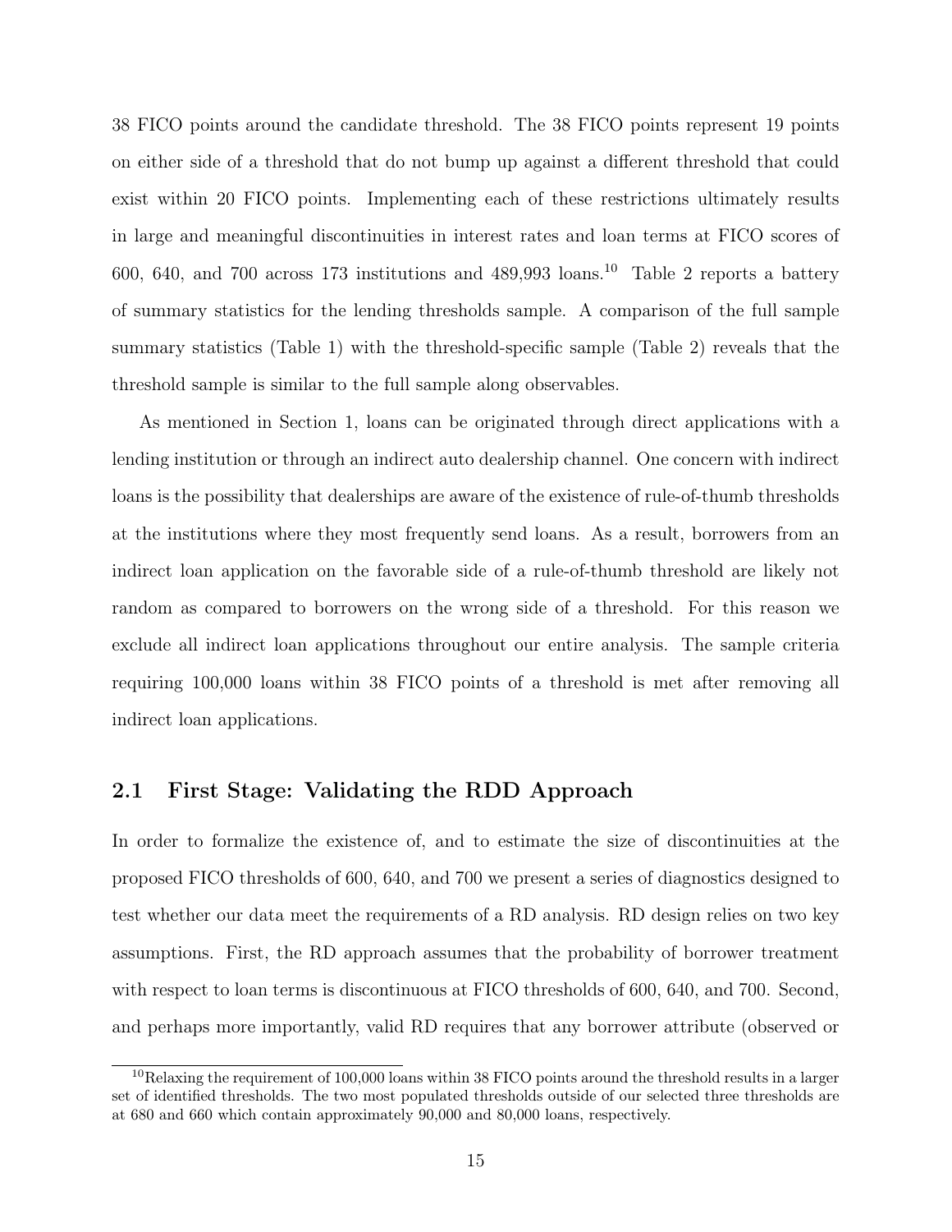38 FICO points around the candidate threshold. The 38 FICO points represent 19 points on either side of a threshold that do not bump up against a different threshold that could exist within 20 FICO points. Implementing each of these restrictions ultimately results in large and meaningful discontinuities in interest rates and loan terms at FICO scores of 600, 640, and 700 across 173 institutions and 489,993 loans.[10] Table 2 reports a battery of summary statistics for the lending thresholds sample. A comparison of the full sample summary statistics (Table 1) with the threshold-specific sample (Table 2) reveals that the threshold sample is similar to the full sample along observables.

As mentioned in Section 1, loans can be originated through direct applications with a lending institution or through an indirect auto dealership channel. One concern with indirect loans is the possibility that dealerships are aware of the existence of rule-of-thumb thresholds at the institutions where they most frequently send loans. As a result, borrowers from an indirect loan application on the favorable side of a rule-of-thumb threshold are likely not random as compared to borrowers on the wrong side of a threshold. For this reason we exclude all indirect loan applications throughout our entire analysis. The sample criteria requiring 100,000 loans within 38 FICO points of a threshold is met after removing all indirect loan applications.

## 2.1 First Stage: Validating the RDD Approach

In order to formalize the existence of, and to estimate the size of discontinuities at the proposed FICO thresholds of 600, 640, and 700 we present a series of diagnostics designed to test whether our data meet the requirements of a RD analysis. RD design relies on two key assumptions. First, the RD approach assumes that the probability of borrower treatment with respect to loan terms is discontinuous at FICO thresholds of 600, 640, and 700. Second, and perhaps more importantly, valid RD requires that any borrower attribute (observed or

[10] Relaxing the requirement of 100,000 loans within 38 FICO points around the threshold results in a larger set of identified thresholds. The two most populated thresholds outside of our selected three thresholds are at 680 and 660 which contain approximately 90,000 and 80,000 loans, respectively.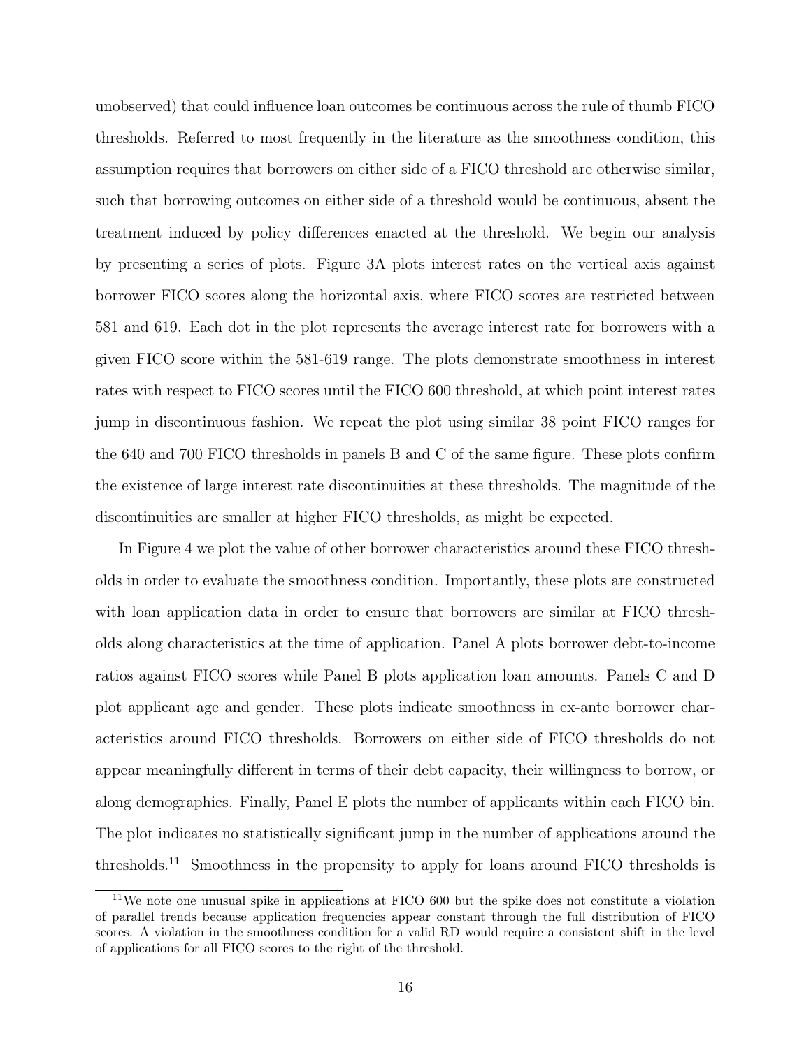unobserved) that could influence loan outcomes be continuous across the rule of thumb FICO thresholds. Referred to most frequently in the literature as the smoothness condition, this assumption requires that borrowers on either side of a FICO threshold are otherwise similar, such that borrowing outcomes on either side of a threshold would be continuous, absent the treatment induced by policy differences enacted at the threshold. We begin our analysis by presenting a series of plots. Figure 3A plots interest rates on the vertical axis against borrower FICO scores along the horizontal axis, where FICO scores are restricted between 581 and 619. Each dot in the plot represents the average interest rate for borrowers with a given FICO score within the 581-619 range. The plots demonstrate smoothness in interest rates with respect to FICO scores until the FICO 600 threshold, at which point interest rates jump in discontinuous fashion. We repeat the plot using similar 38 point FICO ranges for the 640 and 700 FICO thresholds in panels B and C of the same figure. These plots confirm the existence of large interest rate discontinuities at these thresholds. The magnitude of the discontinuities are smaller at higher FICO thresholds, as might be expected.

In Figure 4 we plot the value of other borrower characteristics around these FICO thresholds in order to evaluate the smoothness condition. Importantly, these plots are constructed with loan application data in order to ensure that borrowers are similar at FICO thresholds along characteristics at the time of application. Panel A plots borrower debt-to-income ratios against FICO scores while Panel B plots application loan amounts. Panels C and D plot applicant age and gender. These plots indicate smoothness in ex-ante borrower characteristics around FICO thresholds. Borrowers on either side of FICO thresholds do not appear meaningfully different in terms of their debt capacity, their willingness to borrow, or along demographics. Finally, Panel E plots the number of applicants within each FICO bin. The plot indicates no statistically significant jump in the number of applications around the thresholds.[11] Smoothness in the propensity to apply for loans around FICO thresholds is

[11] We note one unusual spike in applications at FICO 600 but the spike does not constitute a violation of parallel trends because application frequencies appear constant through the full distribution of FICO scores. A violation in the smoothness condition for a valid RD would require a consistent shift in the level of applications for all FICO scores to the right of the threshold.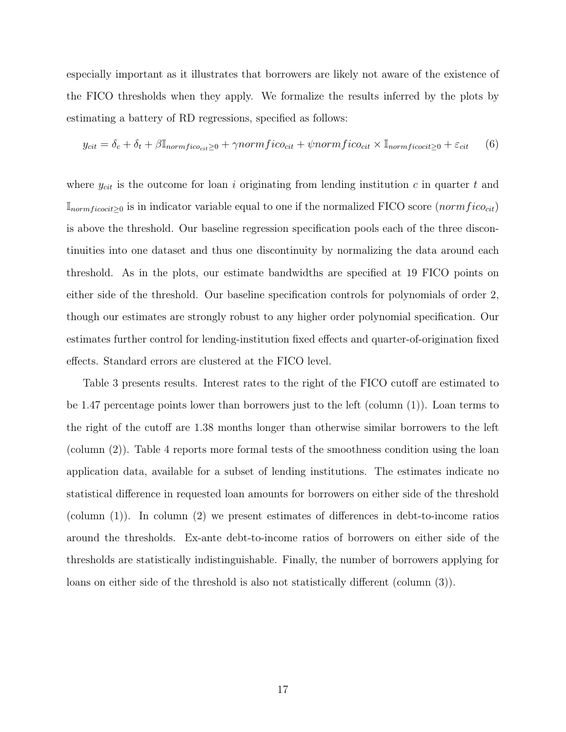especially important as it illustrates that borrowers are likely not aware of the existence of the FICO thresholds when they apply. We formalize the results inferred by the plots by estimating a battery of RD regressions, specified as follows:

$$y_{cit} = \delta_c + \delta_t + \beta \mathbb{I}_{normfico_{cit} \geq 0} + \gamma normfico_{cit} + \psi normfico_{cit} \times \mathbb{I}_{normficocit \geq 0} + \varepsilon_{cit} \qquad (6)$$

where $y_{cit}$ is the outcome for loan $i$ originating from lending institution $c$ in quarter $t$ and $\mathbb{I}_{normficocit \geq 0}$ is in indicator variable equal to one if the normalized FICO score ($normfico_{cit}$) is above the threshold. Our baseline regression specification pools each of the three discontinuities into one dataset and thus one discontinuity by normalizing the data around each threshold. As in the plots, our estimate bandwidths are specified at 19 FICO points on either side of the threshold. Our baseline specification controls for polynomials of order 2, though our estimates are strongly robust to any higher order polynomial specification. Our estimates further control for lending-institution fixed effects and quarter-of-origination fixed effects. Standard errors are clustered at the FICO level.

Table 3 presents results. Interest rates to the right of the FICO cutoff are estimated to be 1.47 percentage points lower than borrowers just to the left (column (1)). Loan terms to the right of the cutoff are 1.38 months longer than otherwise similar borrowers to the left (column (2)). Table 4 reports more formal tests of the smoothness condition using the loan application data, available for a subset of lending institutions. The estimates indicate no statistical difference in requested loan amounts for borrowers on either side of the threshold (column (1)). In column (2) we present estimates of differences in debt-to-income ratios around the thresholds. Ex-ante debt-to-income ratios of borrowers on either side of the thresholds are statistically indistinguishable. Finally, the number of borrowers applying for loans on either side of the threshold is also not statistically different (column (3)).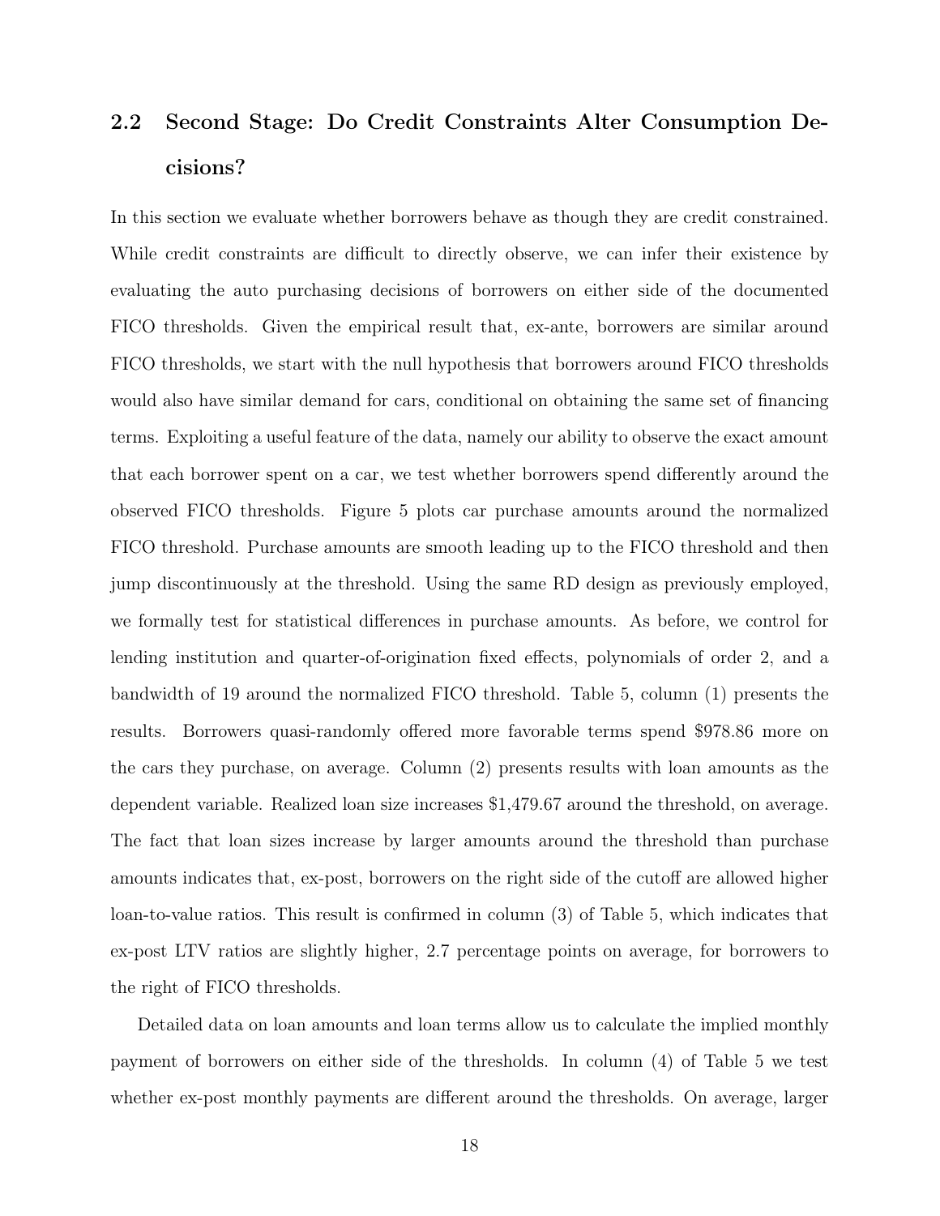## 2.2 Second Stage: Do Credit Constraints Alter Consumption Decisions?

In this section we evaluate whether borrowers behave as though they are credit constrained. While credit constraints are difficult to directly observe, we can infer their existence by evaluating the auto purchasing decisions of borrowers on either side of the documented FICO thresholds. Given the empirical result that, ex-ante, borrowers are similar around FICO thresholds, we start with the null hypothesis that borrowers around FICO thresholds would also have similar demand for cars, conditional on obtaining the same set of financing terms. Exploiting a useful feature of the data, namely our ability to observe the exact amount that each borrower spent on a car, we test whether borrowers spend differently around the observed FICO thresholds. Figure 5 plots car purchase amounts around the normalized FICO threshold. Purchase amounts are smooth leading up to the FICO threshold and then jump discontinuously at the threshold. Using the same RD design as previously employed, we formally test for statistical differences in purchase amounts. As before, we control for lending institution and quarter-of-origination fixed effects, polynomials of order 2, and a bandwidth of 19 around the normalized FICO threshold. Table 5, column (1) presents the results. Borrowers quasi-randomly offered more favorable terms spend $978.86 more on the cars they purchase, on average. Column (2) presents results with loan amounts as the dependent variable. Realized loan size increases $1,479.67 around the threshold, on average. The fact that loan sizes increase by larger amounts around the threshold than purchase amounts indicates that, ex-post, borrowers on the right side of the cutoff are allowed higher loan-to-value ratios. This result is confirmed in column (3) of Table 5, which indicates that ex-post LTV ratios are slightly higher, 2.7 percentage points on average, for borrowers to the right of FICO thresholds.

Detailed data on loan amounts and loan terms allow us to calculate the implied monthly payment of borrowers on either side of the thresholds. In column (4) of Table 5 we test whether ex-post monthly payments are different around the thresholds. On average, larger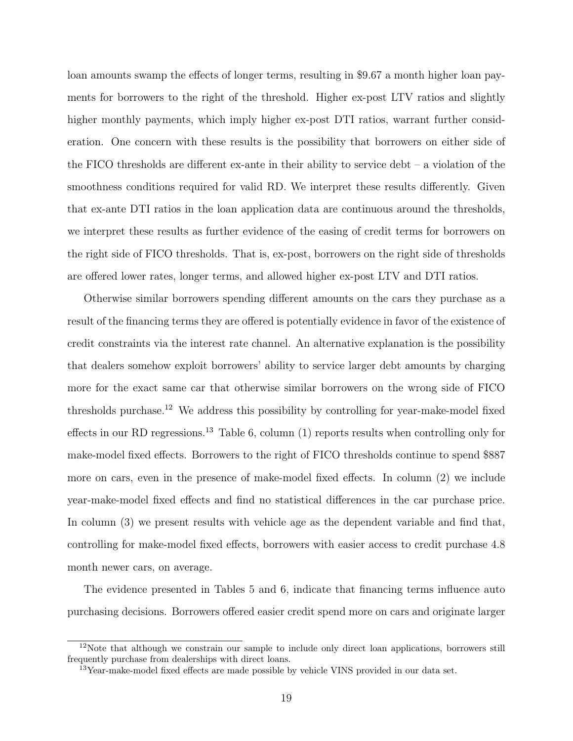loan amounts swamp the effects of longer terms, resulting in $9.67 a month higher loan payments for borrowers to the right of the threshold. Higher ex-post LTV ratios and slightly higher monthly payments, which imply higher ex-post DTI ratios, warrant further consideration. One concern with these results is the possibility that borrowers on either side of the FICO thresholds are different ex-ante in their ability to service debt – a violation of the smoothness conditions required for valid RD. We interpret these results differently. Given that ex-ante DTI ratios in the loan application data are continuous around the thresholds, we interpret these results as further evidence of the easing of credit terms for borrowers on the right side of FICO thresholds. That is, ex-post, borrowers on the right side of thresholds are offered lower rates, longer terms, and allowed higher ex-post LTV and DTI ratios.

Otherwise similar borrowers spending different amounts on the cars they purchase as a result of the financing terms they are offered is potentially evidence in favor of the existence of credit constraints via the interest rate channel. An alternative explanation is the possibility that dealers somehow exploit borrowers' ability to service larger debt amounts by charging more for the exact same car that otherwise similar borrowers on the wrong side of FICO thresholds purchase.[12] We address this possibility by controlling for year-make-model fixed effects in our RD regressions.[13] Table 6, column (1) reports results when controlling only for make-model fixed effects. Borrowers to the right of FICO thresholds continue to spend $887 more on cars, even in the presence of make-model fixed effects. In column (2) we include year-make-model fixed effects and find no statistical differences in the car purchase price. In column (3) we present results with vehicle age as the dependent variable and find that, controlling for make-model fixed effects, borrowers with easier access to credit purchase 4.8 month newer cars, on average.

The evidence presented in Tables 5 and 6, indicate that financing terms influence auto purchasing decisions. Borrowers offered easier credit spend more on cars and originate larger

---

[12] Note that although we constrain our sample to include only direct loan applications, borrowers still frequently purchase from dealerships with direct loans.

[13] Year-make-model fixed effects are made possible by vehicle VINS provided in our data set.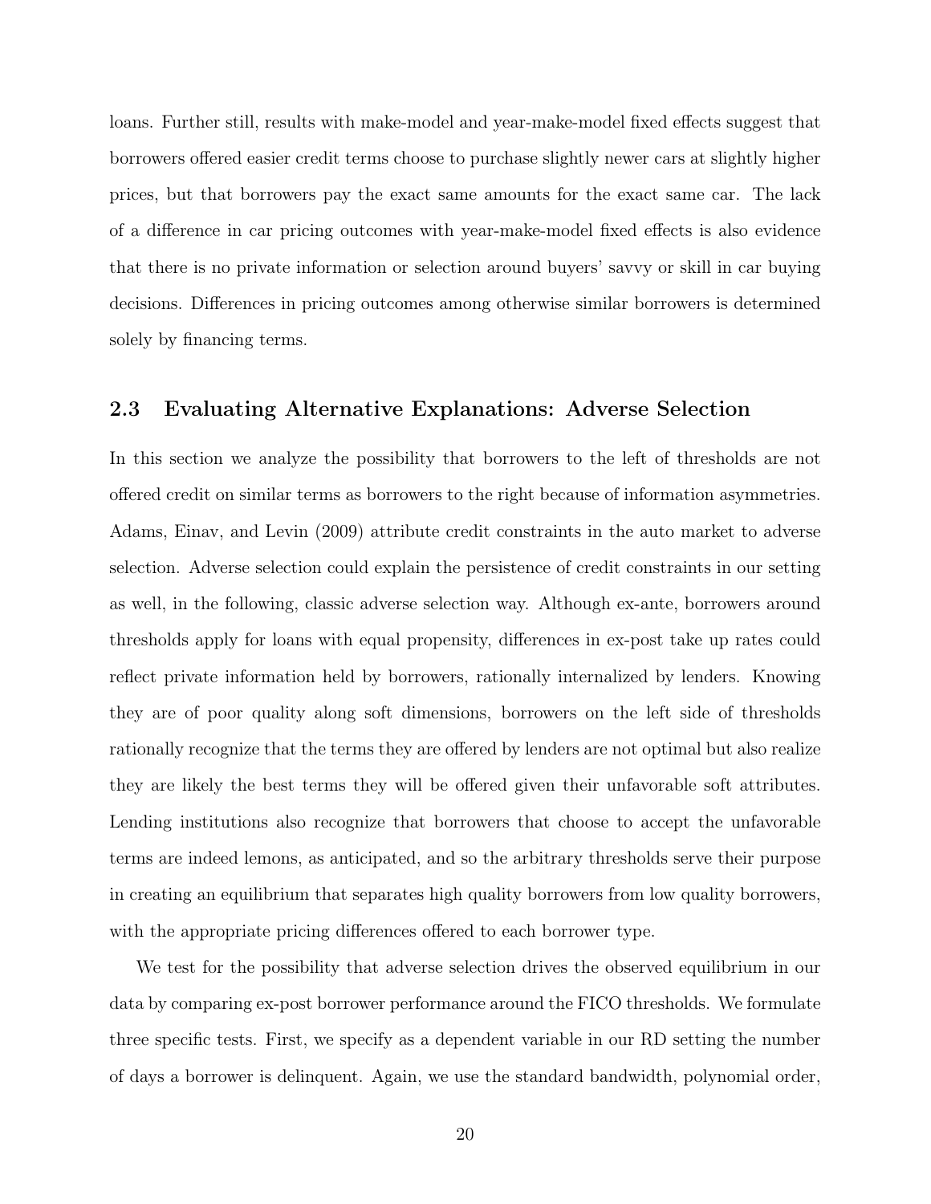loans. Further still, results with make-model and year-make-model fixed effects suggest that borrowers offered easier credit terms choose to purchase slightly newer cars at slightly higher prices, but that borrowers pay the exact same amounts for the exact same car. The lack of a difference in car pricing outcomes with year-make-model fixed effects is also evidence that there is no private information or selection around buyers' savvy or skill in car buying decisions. Differences in pricing outcomes among otherwise similar borrowers is determined solely by financing terms.

## 2.3 Evaluating Alternative Explanations: Adverse Selection

In this section we analyze the possibility that borrowers to the left of thresholds are not offered credit on similar terms as borrowers to the right because of information asymmetries. Adams, Einav, and Levin (2009) attribute credit constraints in the auto market to adverse selection. Adverse selection could explain the persistence of credit constraints in our setting as well, in the following, classic adverse selection way. Although ex-ante, borrowers around thresholds apply for loans with equal propensity, differences in ex-post take up rates could reflect private information held by borrowers, rationally internalized by lenders. Knowing they are of poor quality along soft dimensions, borrowers on the left side of thresholds rationally recognize that the terms they are offered by lenders are not optimal but also realize they are likely the best terms they will be offered given their unfavorable soft attributes. Lending institutions also recognize that borrowers that choose to accept the unfavorable terms are indeed lemons, as anticipated, and so the arbitrary thresholds serve their purpose in creating an equilibrium that separates high quality borrowers from low quality borrowers, with the appropriate pricing differences offered to each borrower type.

We test for the possibility that adverse selection drives the observed equilibrium in our data by comparing ex-post borrower performance around the FICO thresholds. We formulate three specific tests. First, we specify as a dependent variable in our RD setting the number of days a borrower is delinquent. Again, we use the standard bandwidth, polynomial order,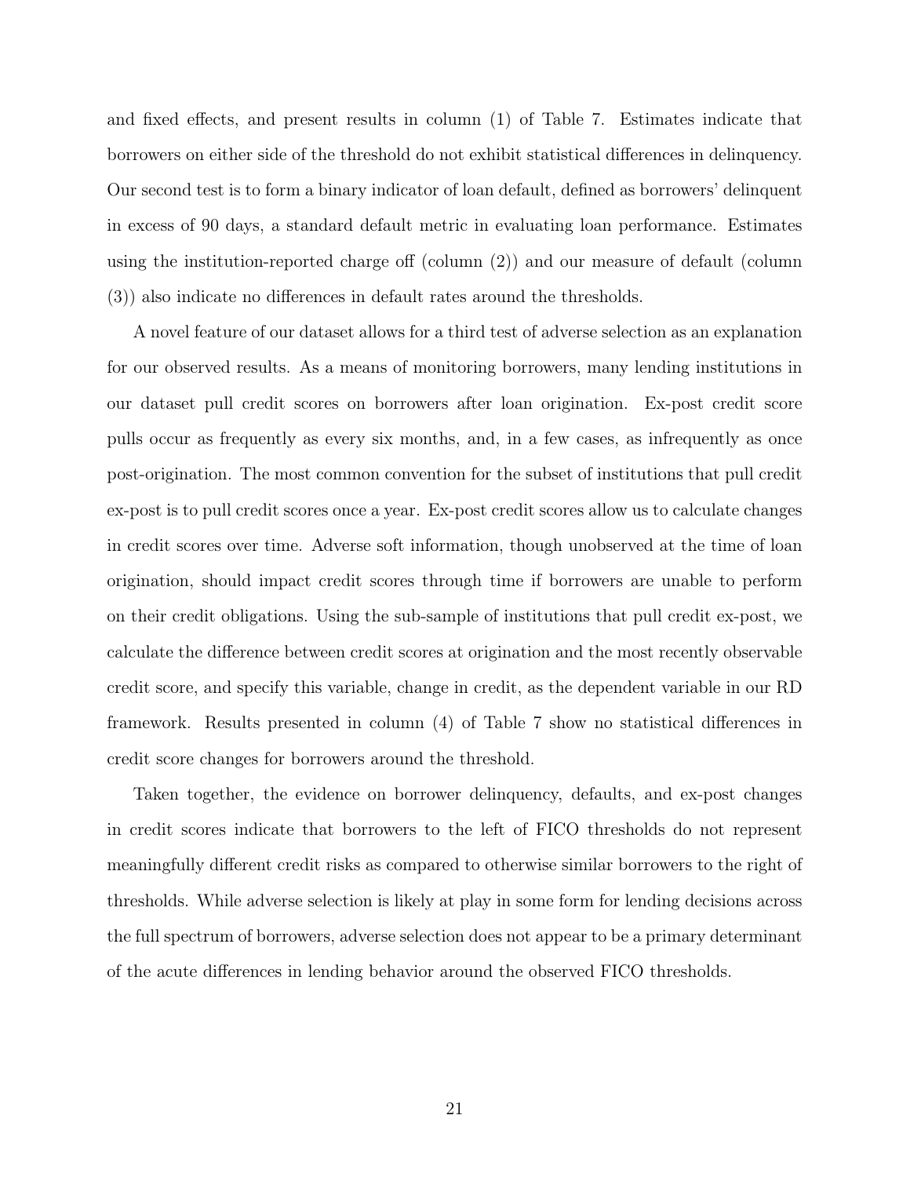and fixed effects, and present results in column (1) of Table 7. Estimates indicate that borrowers on either side of the threshold do not exhibit statistical differences in delinquency. Our second test is to form a binary indicator of loan default, defined as borrowers' delinquent in excess of 90 days, a standard default metric in evaluating loan performance. Estimates using the institution-reported charge off (column (2)) and our measure of default (column (3)) also indicate no differences in default rates around the thresholds.

A novel feature of our dataset allows for a third test of adverse selection as an explanation for our observed results. As a means of monitoring borrowers, many lending institutions in our dataset pull credit scores on borrowers after loan origination. Ex-post credit score pulls occur as frequently as every six months, and, in a few cases, as infrequently as once post-origination. The most common convention for the subset of institutions that pull credit ex-post is to pull credit scores once a year. Ex-post credit scores allow us to calculate changes in credit scores over time. Adverse soft information, though unobserved at the time of loan origination, should impact credit scores through time if borrowers are unable to perform on their credit obligations. Using the sub-sample of institutions that pull credit ex-post, we calculate the difference between credit scores at origination and the most recently observable credit score, and specify this variable, change in credit, as the dependent variable in our RD framework. Results presented in column (4) of Table 7 show no statistical differences in credit score changes for borrowers around the threshold.

Taken together, the evidence on borrower delinquency, defaults, and ex-post changes in credit scores indicate that borrowers to the left of FICO thresholds do not represent meaningfully different credit risks as compared to otherwise similar borrowers to the right of thresholds. While adverse selection is likely at play in some form for lending decisions across the full spectrum of borrowers, adverse selection does not appear to be a primary determinant of the acute differences in lending behavior around the observed FICO thresholds.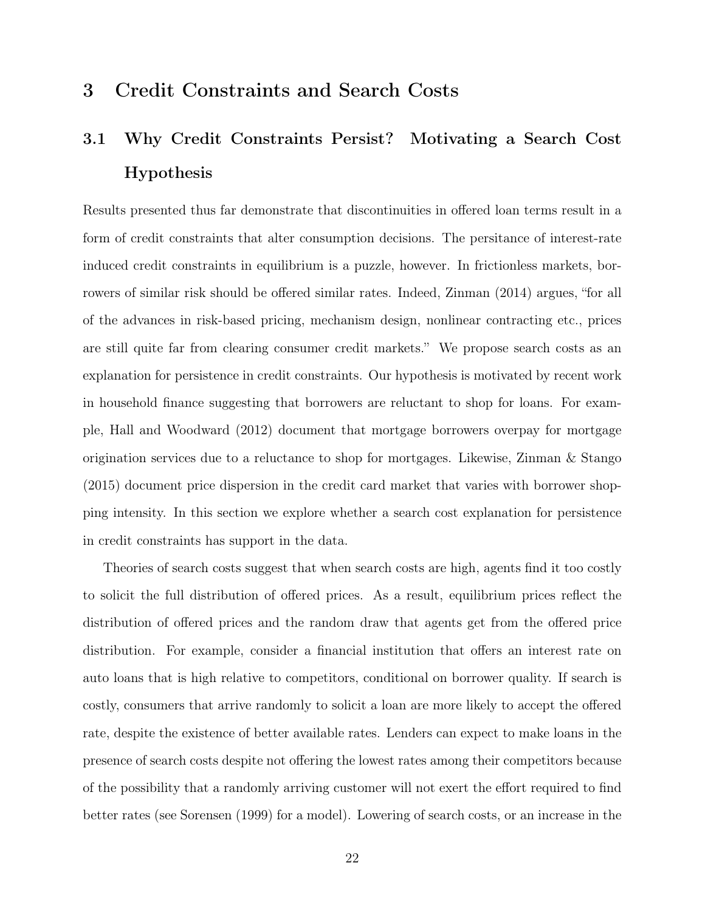# 3 Credit Constraints and Search Costs

## 3.1 Why Credit Constraints Persist? Motivating a Search Cost Hypothesis

Results presented thus far demonstrate that discontinuities in offered loan terms result in a form of credit constraints that alter consumption decisions. The persitance of interest-rate induced credit constraints in equilibrium is a puzzle, however. In frictionless markets, borrowers of similar risk should be offered similar rates. Indeed, Zinman (2014) argues, "for all of the advances in risk-based pricing, mechanism design, nonlinear contracting etc., prices are still quite far from clearing consumer credit markets." We propose search costs as an explanation for persistence in credit constraints. Our hypothesis is motivated by recent work in household finance suggesting that borrowers are reluctant to shop for loans. For example, Hall and Woodward (2012) document that mortgage borrowers overpay for mortgage origination services due to a reluctance to shop for mortgages. Likewise, Zinman & Stango (2015) document price dispersion in the credit card market that varies with borrower shopping intensity. In this section we explore whether a search cost explanation for persistence in credit constraints has support in the data.

Theories of search costs suggest that when search costs are high, agents find it too costly to solicit the full distribution of offered prices. As a result, equilibrium prices reflect the distribution of offered prices and the random draw that agents get from the offered price distribution. For example, consider a financial institution that offers an interest rate on auto loans that is high relative to competitors, conditional on borrower quality. If search is costly, consumers that arrive randomly to solicit a loan are more likely to accept the offered rate, despite the existence of better available rates. Lenders can expect to make loans in the presence of search costs despite not offering the lowest rates among their competitors because of the possibility that a randomly arriving customer will not exert the effort required to find better rates (see Sorensen (1999) for a model). Lowering of search costs, or an increase in the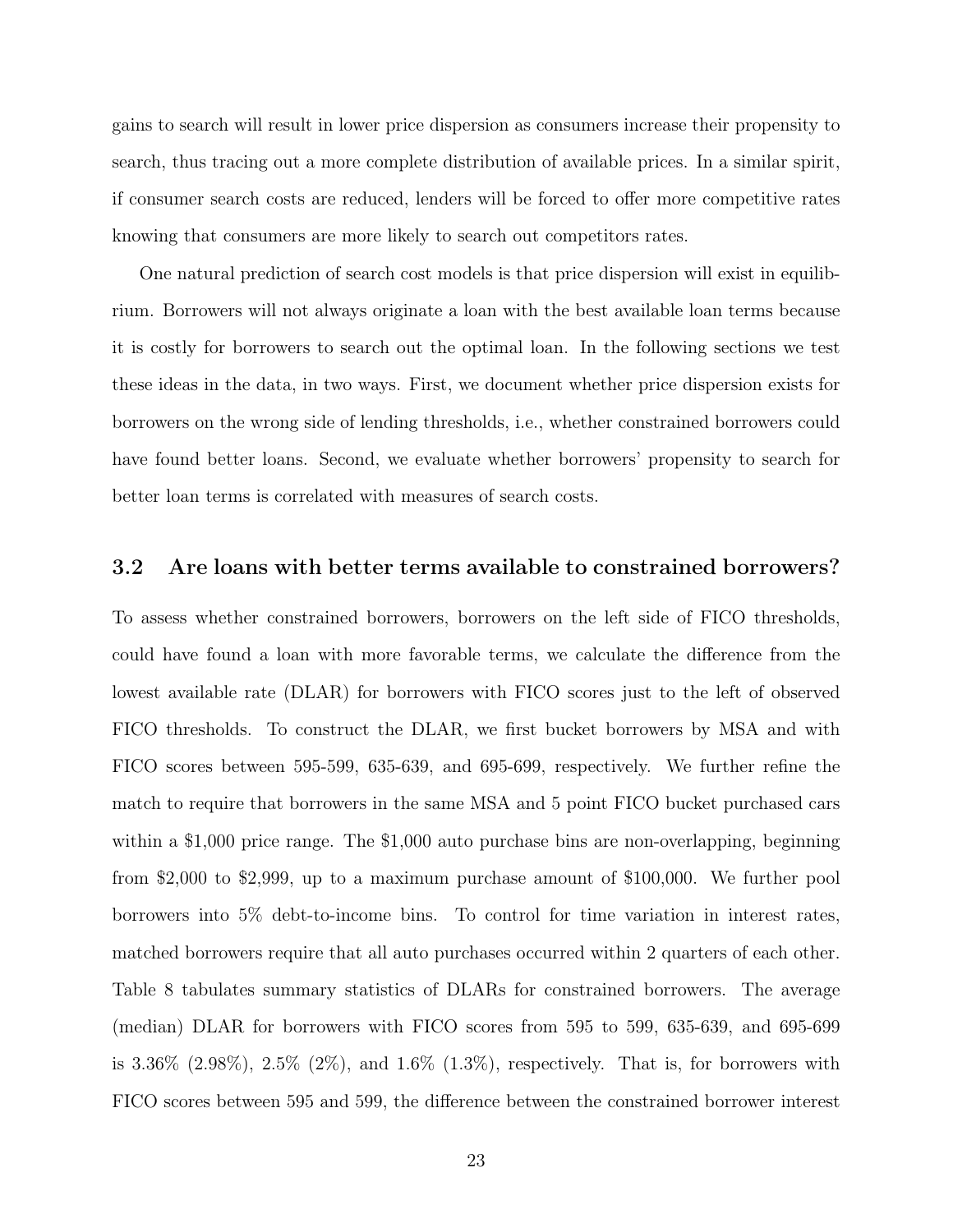gains to search will result in lower price dispersion as consumers increase their propensity to search, thus tracing out a more complete distribution of available prices. In a similar spirit, if consumer search costs are reduced, lenders will be forced to offer more competitive rates knowing that consumers are more likely to search out competitors rates.

One natural prediction of search cost models is that price dispersion will exist in equilibrium. Borrowers will not always originate a loan with the best available loan terms because it is costly for borrowers to search out the optimal loan. In the following sections we test these ideas in the data, in two ways. First, we document whether price dispersion exists for borrowers on the wrong side of lending thresholds, i.e., whether constrained borrowers could have found better loans. Second, we evaluate whether borrowers' propensity to search for better loan terms is correlated with measures of search costs.

### 3.2 Are loans with better terms available to constrained borrowers?

To assess whether constrained borrowers, borrowers on the left side of FICO thresholds, could have found a loan with more favorable terms, we calculate the difference from the lowest available rate (DLAR) for borrowers with FICO scores just to the left of observed FICO thresholds. To construct the DLAR, we first bucket borrowers by MSA and with FICO scores between 595-599, 635-639, and 695-699, respectively. We further refine the match to require that borrowers in the same MSA and 5 point FICO bucket purchased cars within a \$1,000 price range. The \$1,000 auto purchase bins are non-overlapping, beginning from \$2,000 to \$2,999, up to a maximum purchase amount of \$100,000. We further pool borrowers into 5% debt-to-income bins. To control for time variation in interest rates, matched borrowers require that all auto purchases occurred within 2 quarters of each other. Table 8 tabulates summary statistics of DLARs for constrained borrowers. The average (median) DLAR for borrowers with FICO scores from 595 to 599, 635-639, and 695-699 is 3.36% (2.98%), 2.5% (2%), and 1.6% (1.3%), respectively. That is, for borrowers with FICO scores between 595 and 599, the difference between the constrained borrower interest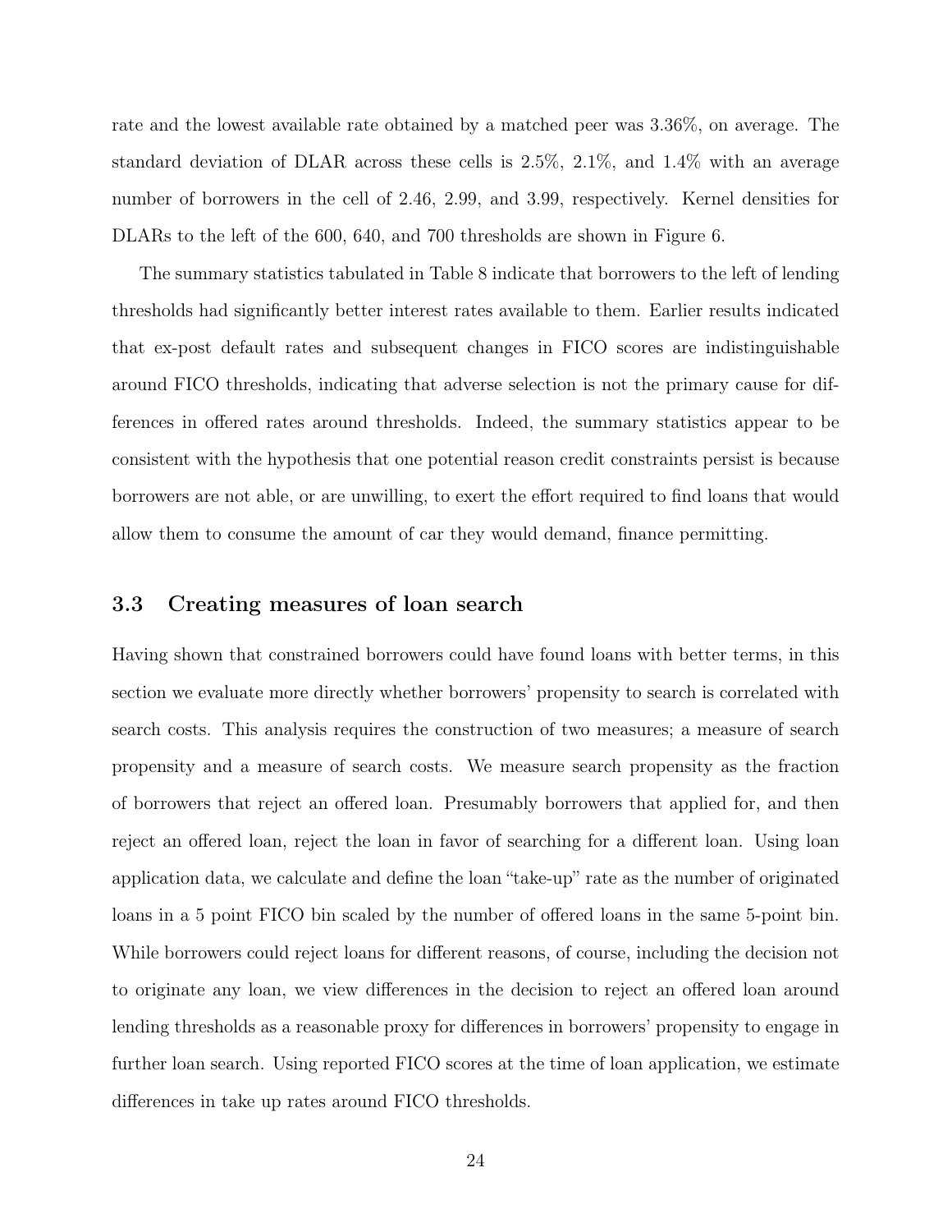rate and the lowest available rate obtained by a matched peer was 3.36%, on average. The standard deviation of DLAR across these cells is 2.5%, 2.1%, and 1.4% with an average number of borrowers in the cell of 2.46, 2.99, and 3.99, respectively. Kernel densities for DLARs to the left of the 600, 640, and 700 thresholds are shown in Figure 6.

The summary statistics tabulated in Table 8 indicate that borrowers to the left of lending thresholds had significantly better interest rates available to them. Earlier results indicated that ex-post default rates and subsequent changes in FICO scores are indistinguishable around FICO thresholds, indicating that adverse selection is not the primary cause for differences in offered rates around thresholds. Indeed, the summary statistics appear to be consistent with the hypothesis that one potential reason credit constraints persist is because borrowers are not able, or are unwilling, to exert the effort required to find loans that would allow them to consume the amount of car they would demand, finance permitting.

### 3.3 Creating measures of loan search

Having shown that constrained borrowers could have found loans with better terms, in this section we evaluate more directly whether borrowers' propensity to search is correlated with search costs. This analysis requires the construction of two measures; a measure of search propensity and a measure of search costs. We measure search propensity as the fraction of borrowers that reject an offered loan. Presumably borrowers that applied for, and then reject an offered loan, reject the loan in favor of searching for a different loan. Using loan application data, we calculate and define the loan "take-up" rate as the number of originated loans in a 5 point FICO bin scaled by the number of offered loans in the same 5-point bin. While borrowers could reject loans for different reasons, of course, including the decision not to originate any loan, we view differences in the decision to reject an offered loan around lending thresholds as a reasonable proxy for differences in borrowers' propensity to engage in further loan search. Using reported FICO scores at the time of loan application, we estimate differences in take up rates around FICO thresholds.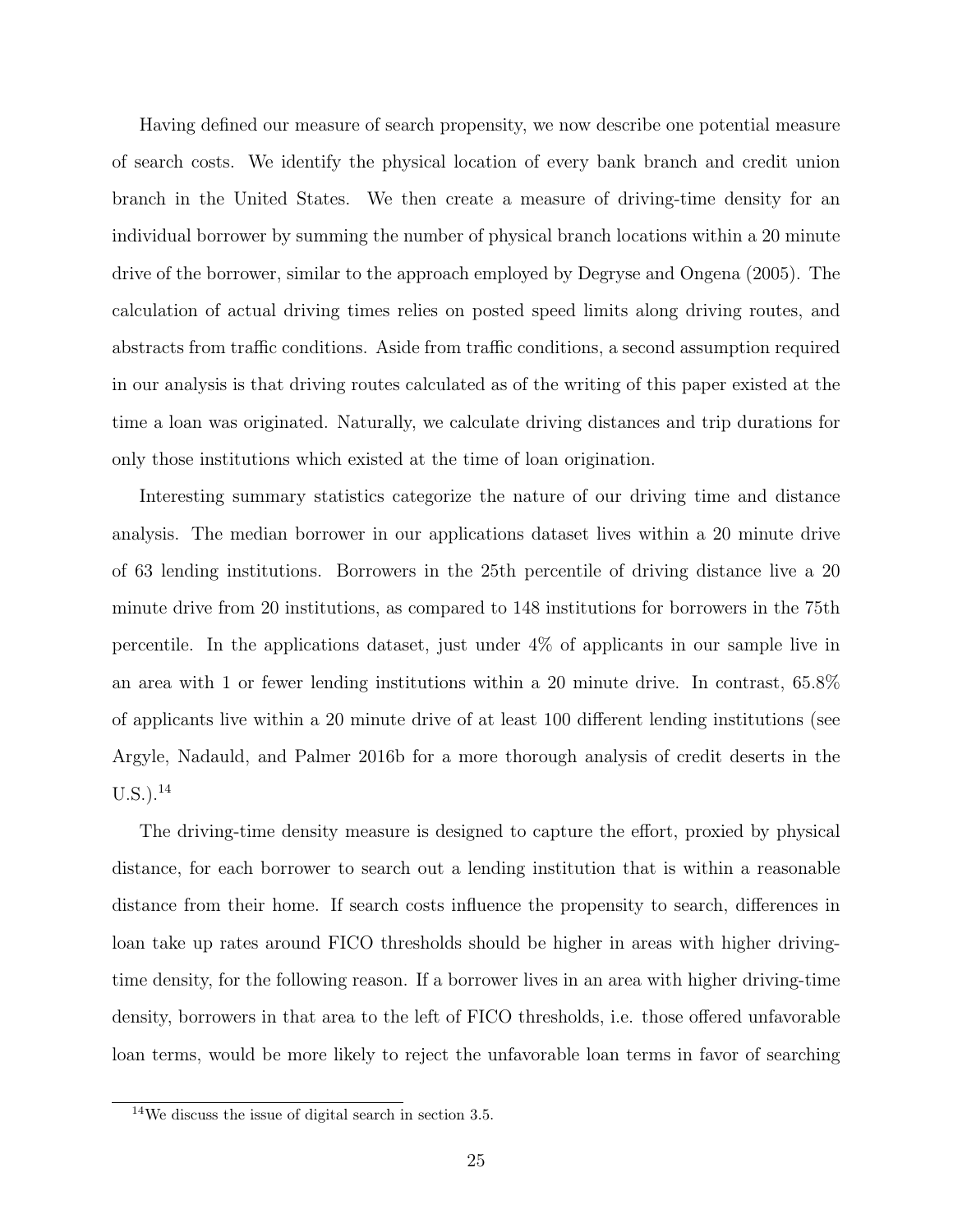Having defined our measure of search propensity, we now describe one potential measure of search costs. We identify the physical location of every bank branch and credit union branch in the United States. We then create a measure of driving-time density for an individual borrower by summing the number of physical branch locations within a 20 minute drive of the borrower, similar to the approach employed by Degryse and Ongena (2005). The calculation of actual driving times relies on posted speed limits along driving routes, and abstracts from traffic conditions. Aside from traffic conditions, a second assumption required in our analysis is that driving routes calculated as of the writing of this paper existed at the time a loan was originated. Naturally, we calculate driving distances and trip durations for only those institutions which existed at the time of loan origination.

Interesting summary statistics categorize the nature of our driving time and distance analysis. The median borrower in our applications dataset lives within a 20 minute drive of 63 lending institutions. Borrowers in the 25th percentile of driving distance live a 20 minute drive from 20 institutions, as compared to 148 institutions for borrowers in the 75th percentile. In the applications dataset, just under 4% of applicants in our sample live in an area with 1 or fewer lending institutions within a 20 minute drive. In contrast, 65.8% of applicants live within a 20 minute drive of at least 100 different lending institutions (see Argyle, Nadauld, and Palmer 2016b for a more thorough analysis of credit deserts in the U.S.).[14]

The driving-time density measure is designed to capture the effort, proxied by physical distance, for each borrower to search out a lending institution that is within a reasonable distance from their home. If search costs influence the propensity to search, differences in loan take up rates around FICO thresholds should be higher in areas with higher driving-time density, for the following reason. If a borrower lives in an area with higher driving-time density, borrowers in that area to the left of FICO thresholds, i.e. those offered unfavorable loan terms, would be more likely to reject the unfavorable loan terms in favor of searching

[14] We discuss the issue of digital search in section 3.5.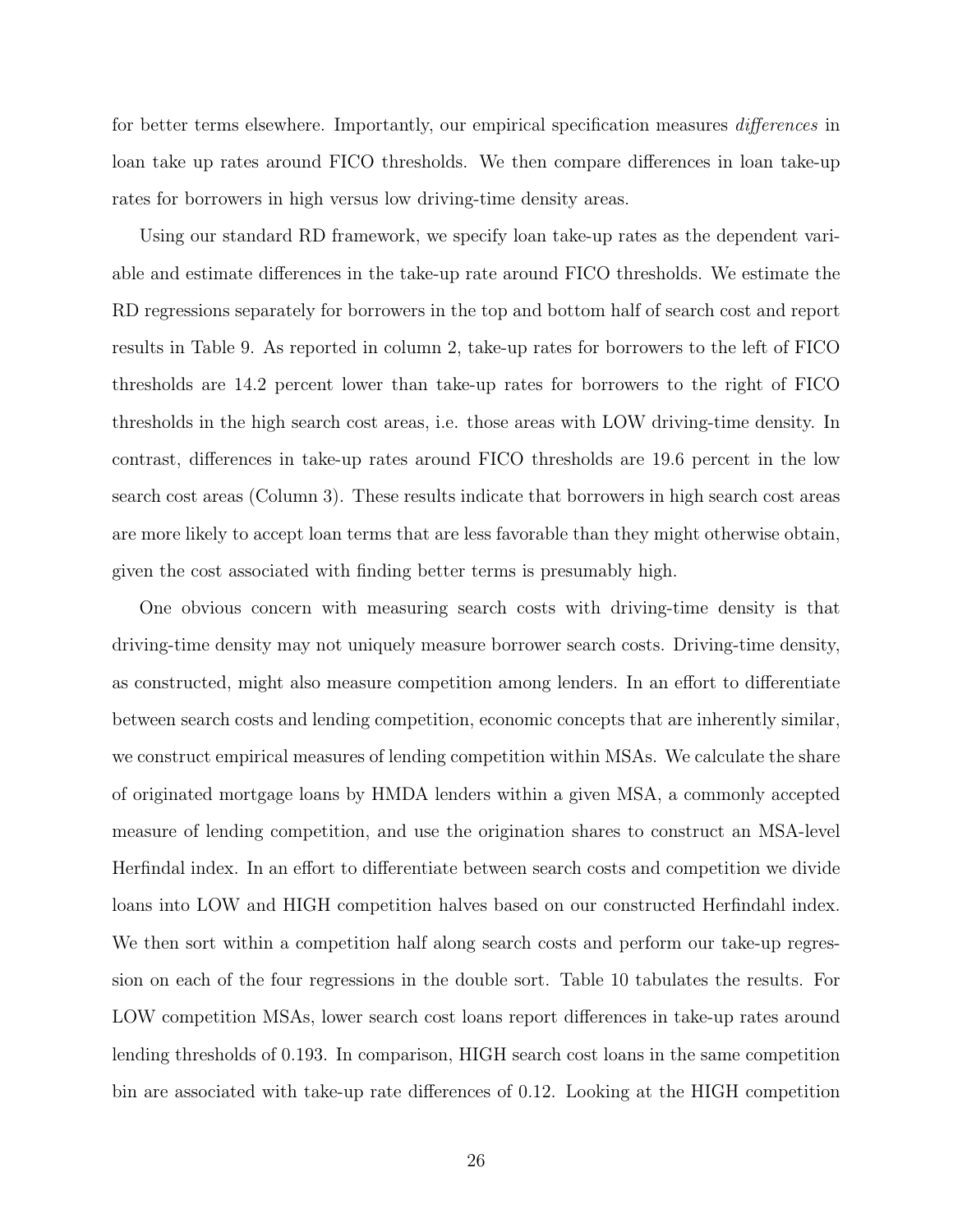for better terms elsewhere. Importantly, our empirical specification measures *differences* in loan take up rates around FICO thresholds. We then compare differences in loan take-up rates for borrowers in high versus low driving-time density areas.

Using our standard RD framework, we specify loan take-up rates as the dependent variable and estimate differences in the take-up rate around FICO thresholds. We estimate the RD regressions separately for borrowers in the top and bottom half of search cost and report results in Table 9. As reported in column 2, take-up rates for borrowers to the left of FICO thresholds are 14.2 percent lower than take-up rates for borrowers to the right of FICO thresholds in the high search cost areas, i.e. those areas with LOW driving-time density. In contrast, differences in take-up rates around FICO thresholds are 19.6 percent in the low search cost areas (Column 3). These results indicate that borrowers in high search cost areas are more likely to accept loan terms that are less favorable than they might otherwise obtain, given the cost associated with finding better terms is presumably high.

One obvious concern with measuring search costs with driving-time density is that driving-time density may not uniquely measure borrower search costs. Driving-time density, as constructed, might also measure competition among lenders. In an effort to differentiate between search costs and lending competition, economic concepts that are inherently similar, we construct empirical measures of lending competition within MSAs. We calculate the share of originated mortgage loans by HMDA lenders within a given MSA, a commonly accepted measure of lending competition, and use the origination shares to construct an MSA-level Herfindal index. In an effort to differentiate between search costs and competition we divide loans into LOW and HIGH competition halves based on our constructed Herfindahl index. We then sort within a competition half along search costs and perform our take-up regression on each of the four regressions in the double sort. Table 10 tabulates the results. For LOW competition MSAs, lower search cost loans report differences in take-up rates around lending thresholds of 0.193. In comparison, HIGH search cost loans in the same competition bin are associated with take-up rate differences of 0.12. Looking at the HIGH competition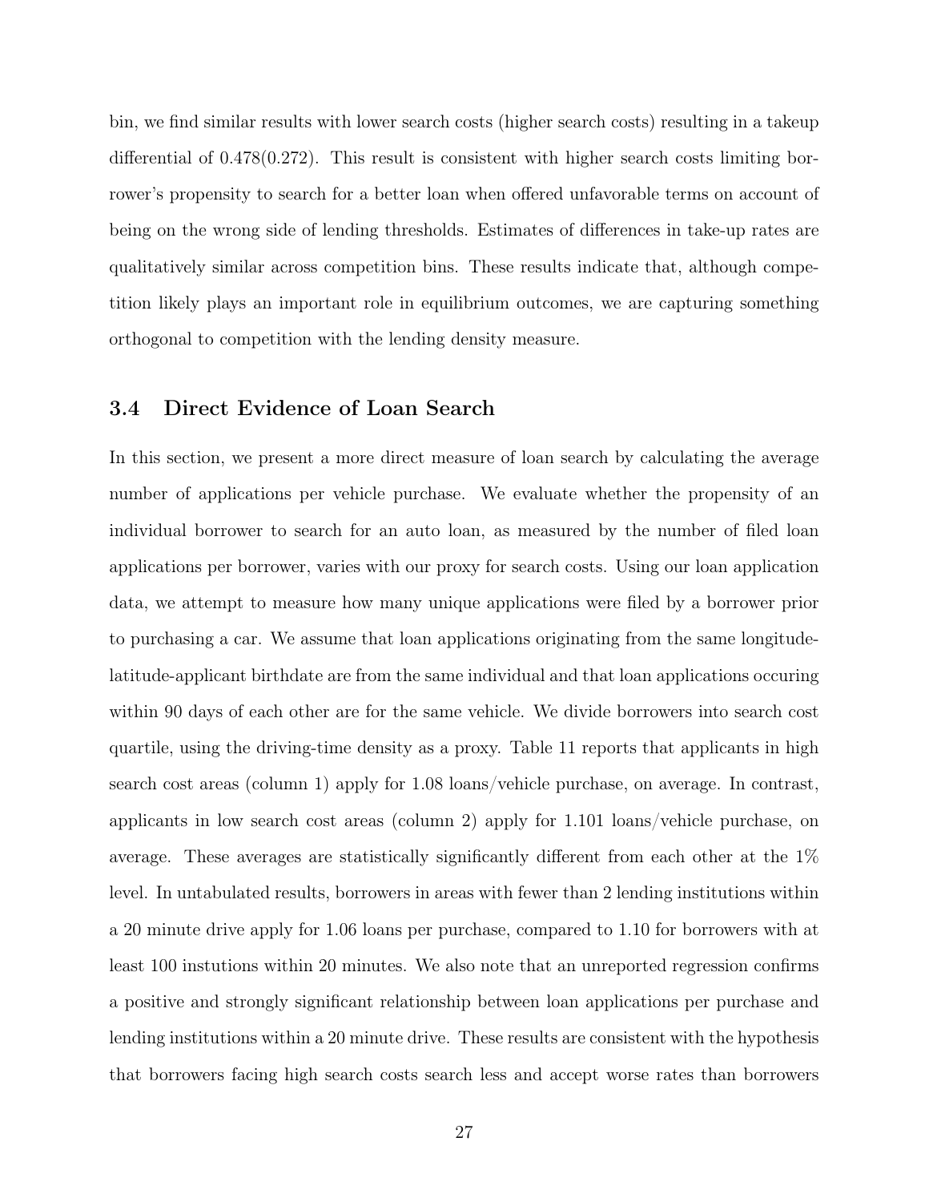bin, we find similar results with lower search costs (higher search costs) resulting in a takeup differential of 0.478(0.272). This result is consistent with higher search costs limiting borrower's propensity to search for a better loan when offered unfavorable terms on account of being on the wrong side of lending thresholds. Estimates of differences in take-up rates are qualitatively similar across competition bins. These results indicate that, although competition likely plays an important role in equilibrium outcomes, we are capturing something orthogonal to competition with the lending density measure.

### 3.4 Direct Evidence of Loan Search

In this section, we present a more direct measure of loan search by calculating the average number of applications per vehicle purchase. We evaluate whether the propensity of an individual borrower to search for an auto loan, as measured by the number of filed loan applications per borrower, varies with our proxy for search costs. Using our loan application data, we attempt to measure how many unique applications were filed by a borrower prior to purchasing a car. We assume that loan applications originating from the same longitude-latitude-applicant birthdate are from the same individual and that loan applications occuring within 90 days of each other are for the same vehicle. We divide borrowers into search cost quartile, using the driving-time density as a proxy. Table 11 reports that applicants in high search cost areas (column 1) apply for 1.08 loans/vehicle purchase, on average. In contrast, applicants in low search cost areas (column 2) apply for 1.101 loans/vehicle purchase, on average. These averages are statistically significantly different from each other at the 1% level. In untabulated results, borrowers in areas with fewer than 2 lending institutions within a 20 minute drive apply for 1.06 loans per purchase, compared to 1.10 for borrowers with at least 100 instutions within 20 minutes. We also note that an unreported regression confirms a positive and strongly significant relationship between loan applications per purchase and lending institutions within a 20 minute drive. These results are consistent with the hypothesis that borrowers facing high search costs search less and accept worse rates than borrowers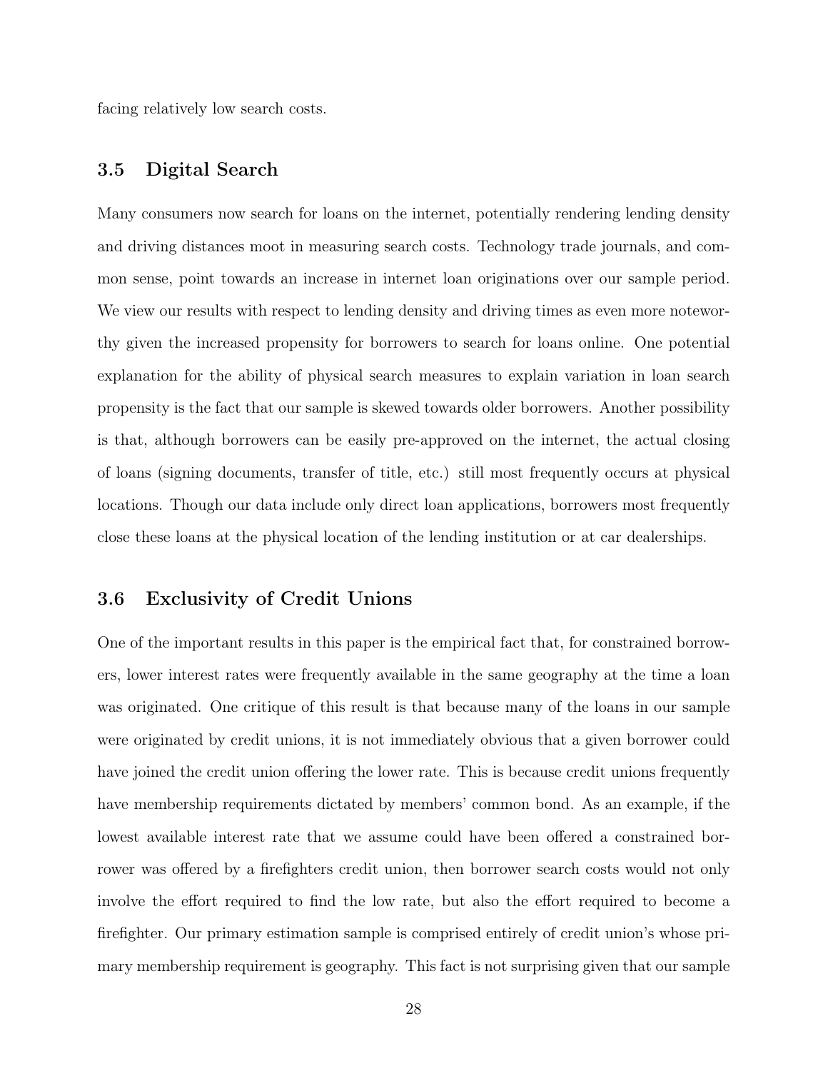facing relatively low search costs.

### 3.5 Digital Search

Many consumers now search for loans on the internet, potentially rendering lending density and driving distances moot in measuring search costs. Technology trade journals, and common sense, point towards an increase in internet loan originations over our sample period. We view our results with respect to lending density and driving times as even more noteworthy given the increased propensity for borrowers to search for loans online. One potential explanation for the ability of physical search measures to explain variation in loan search propensity is the fact that our sample is skewed towards older borrowers. Another possibility is that, although borrowers can be easily pre-approved on the internet, the actual closing of loans (signing documents, transfer of title, etc.) still most frequently occurs at physical locations. Though our data include only direct loan applications, borrowers most frequently close these loans at the physical location of the lending institution or at car dealerships.

### 3.6 Exclusivity of Credit Unions

One of the important results in this paper is the empirical fact that, for constrained borrowers, lower interest rates were frequently available in the same geography at the time a loan was originated. One critique of this result is that because many of the loans in our sample were originated by credit unions, it is not immediately obvious that a given borrower could have joined the credit union offering the lower rate. This is because credit unions frequently have membership requirements dictated by members' common bond. As an example, if the lowest available interest rate that we assume could have been offered a constrained borrower was offered by a firefighters credit union, then borrower search costs would not only involve the effort required to find the low rate, but also the effort required to become a firefighter. Our primary estimation sample is comprised entirely of credit union's whose primary membership requirement is geography. This fact is not surprising given that our sample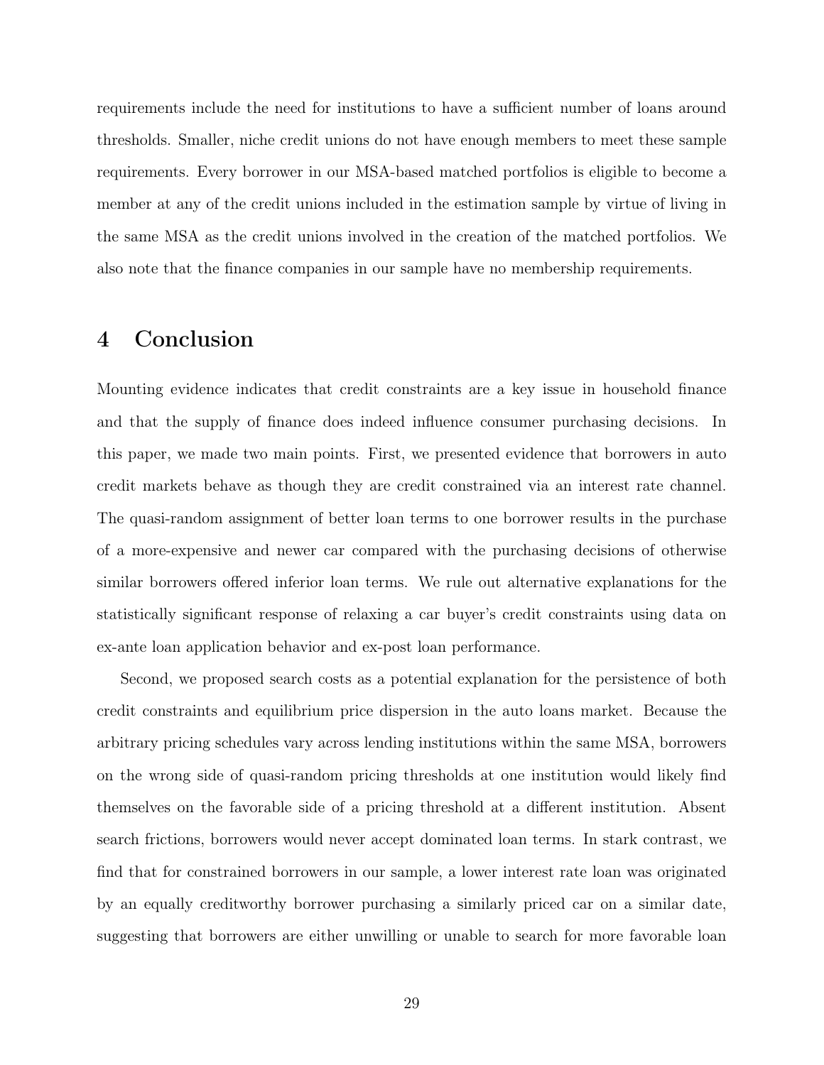requirements include the need for institutions to have a sufficient number of loans around thresholds. Smaller, niche credit unions do not have enough members to meet these sample requirements. Every borrower in our MSA-based matched portfolios is eligible to become a member at any of the credit unions included in the estimation sample by virtue of living in the same MSA as the credit unions involved in the creation of the matched portfolios. We also note that the finance companies in our sample have no membership requirements.

# 4 Conclusion

Mounting evidence indicates that credit constraints are a key issue in household finance and that the supply of finance does indeed influence consumer purchasing decisions. In this paper, we made two main points. First, we presented evidence that borrowers in auto credit markets behave as though they are credit constrained via an interest rate channel. The quasi-random assignment of better loan terms to one borrower results in the purchase of a more-expensive and newer car compared with the purchasing decisions of otherwise similar borrowers offered inferior loan terms. We rule out alternative explanations for the statistically significant response of relaxing a car buyer's credit constraints using data on ex-ante loan application behavior and ex-post loan performance.

Second, we proposed search costs as a potential explanation for the persistence of both credit constraints and equilibrium price dispersion in the auto loans market. Because the arbitrary pricing schedules vary across lending institutions within the same MSA, borrowers on the wrong side of quasi-random pricing thresholds at one institution would likely find themselves on the favorable side of a pricing threshold at a different institution. Absent search frictions, borrowers would never accept dominated loan terms. In stark contrast, we find that for constrained borrowers in our sample, a lower interest rate loan was originated by an equally creditworthy borrower purchasing a similarly priced car on a similar date, suggesting that borrowers are either unwilling or unable to search for more favorable loan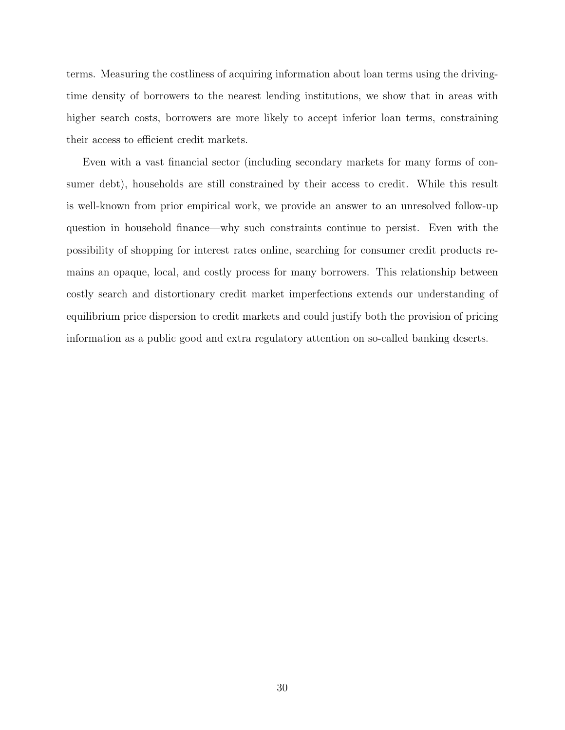terms. Measuring the costliness of acquiring information about loan terms using the driving-time density of borrowers to the nearest lending institutions, we show that in areas with higher search costs, borrowers are more likely to accept inferior loan terms, constraining their access to efficient credit markets.

Even with a vast financial sector (including secondary markets for many forms of consumer debt), households are still constrained by their access to credit. While this result is well-known from prior empirical work, we provide an answer to an unresolved follow-up question in household finance—why such constraints continue to persist. Even with the possibility of shopping for interest rates online, searching for consumer credit products remains an opaque, local, and costly process for many borrowers. This relationship between costly search and distortionary credit market imperfections extends our understanding of equilibrium price dispersion to credit markets and could justify both the provision of pricing information as a public good and extra regulatory attention on so-called banking deserts.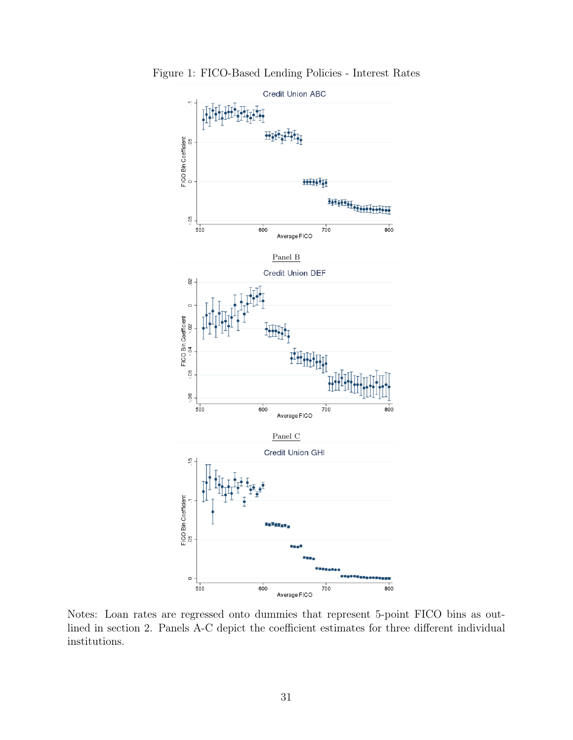Figure 1: FICO-Based Lending Policies - Interest Rates

Panel B

Panel C

Notes: Loan rates are regressed onto dummies that represent 5-point FICO bins as outlined in section 2. Panels A-C depict the coefficient estimates for three different individual institutions.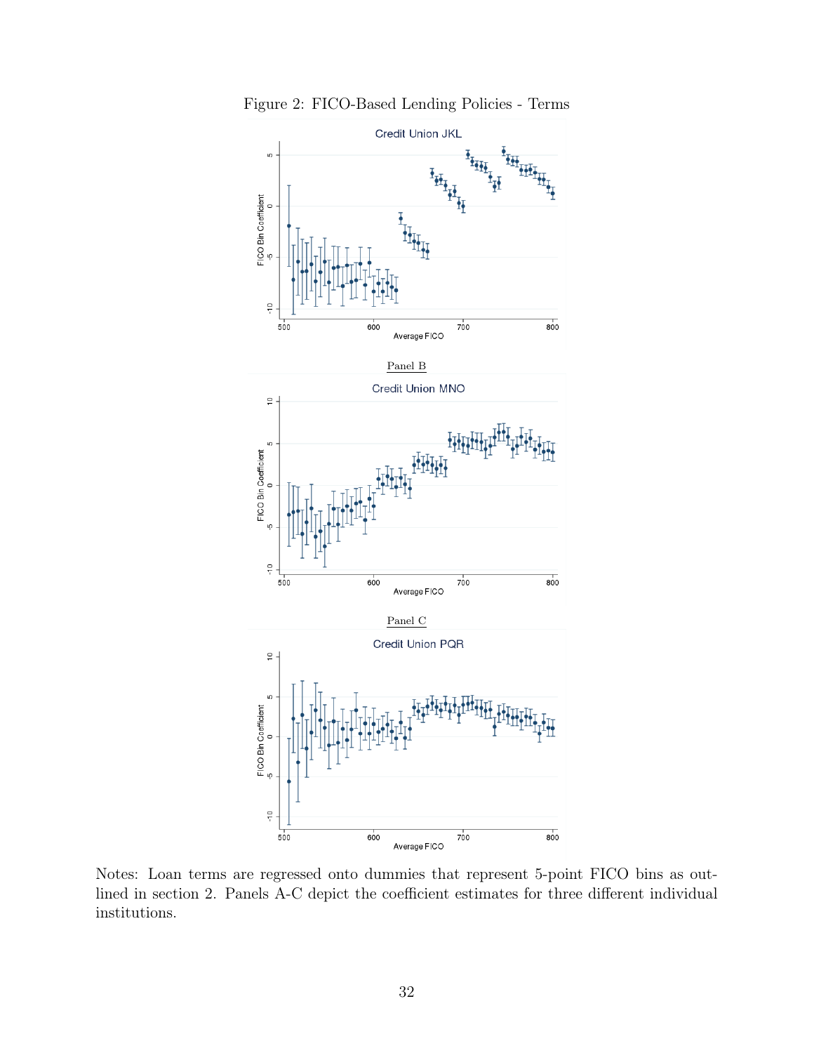Figure 2: FICO-Based Lending Policies - Terms

Panel B

Panel C

Notes: Loan terms are regressed onto dummies that represent 5-point FICO bins as outlined in section 2. Panels A-C depict the coefficient estimates for three different individual institutions.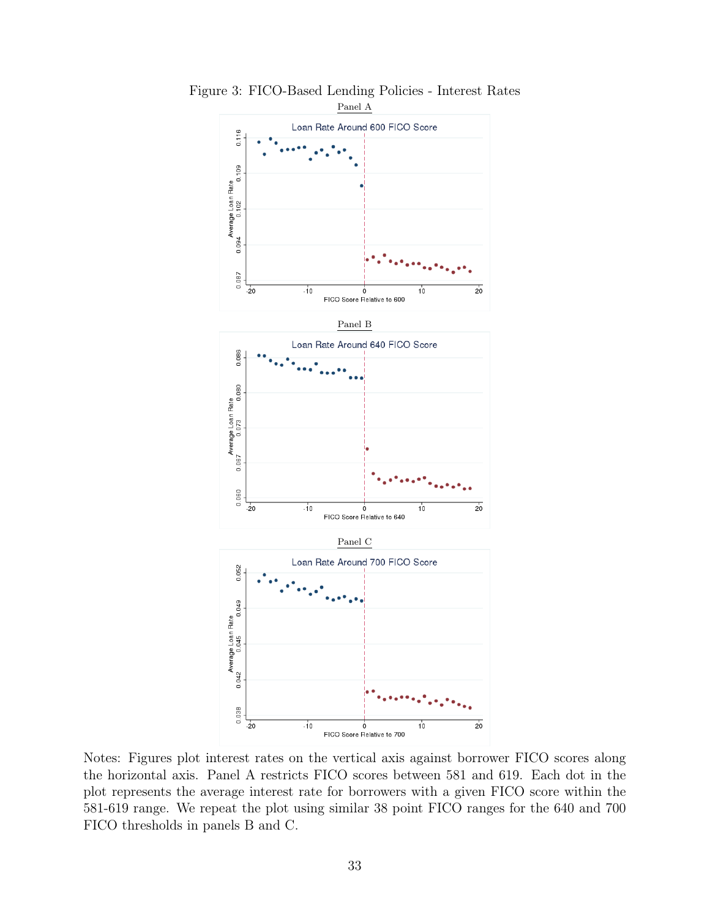Figure 3: FICO-Based Lending Policies - Interest Rates

Panel A

Panel B

Panel C

Notes: Figures plot interest rates on the vertical axis against borrower FICO scores along the horizontal axis. Panel A restricts FICO scores between 581 and 619. Each dot in the plot represents the average interest rate for borrowers with a given FICO score within the 581-619 range. We repeat the plot using similar 38 point FICO ranges for the 640 and 700 FICO thresholds in panels B and C.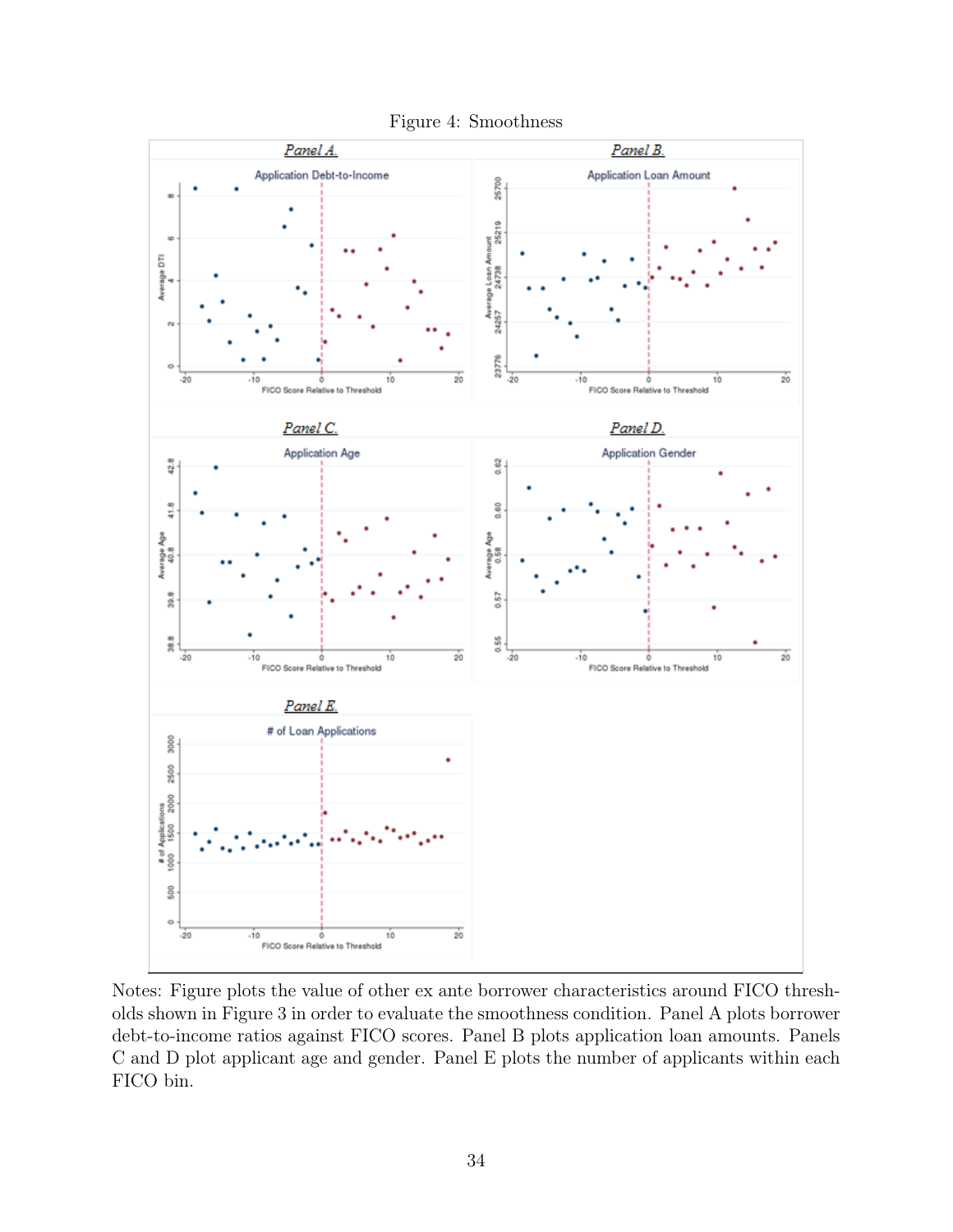Figure 4: Smoothness

Notes: Figure plots the value of other ex ante borrower characteristics around FICO thresholds shown in Figure 3 in order to evaluate the smoothness condition. Panel A plots borrower debt-to-income ratios against FICO scores. Panel B plots application loan amounts. Panels C and D plot applicant age and gender. Panel E plots the number of applicants within each FICO bin.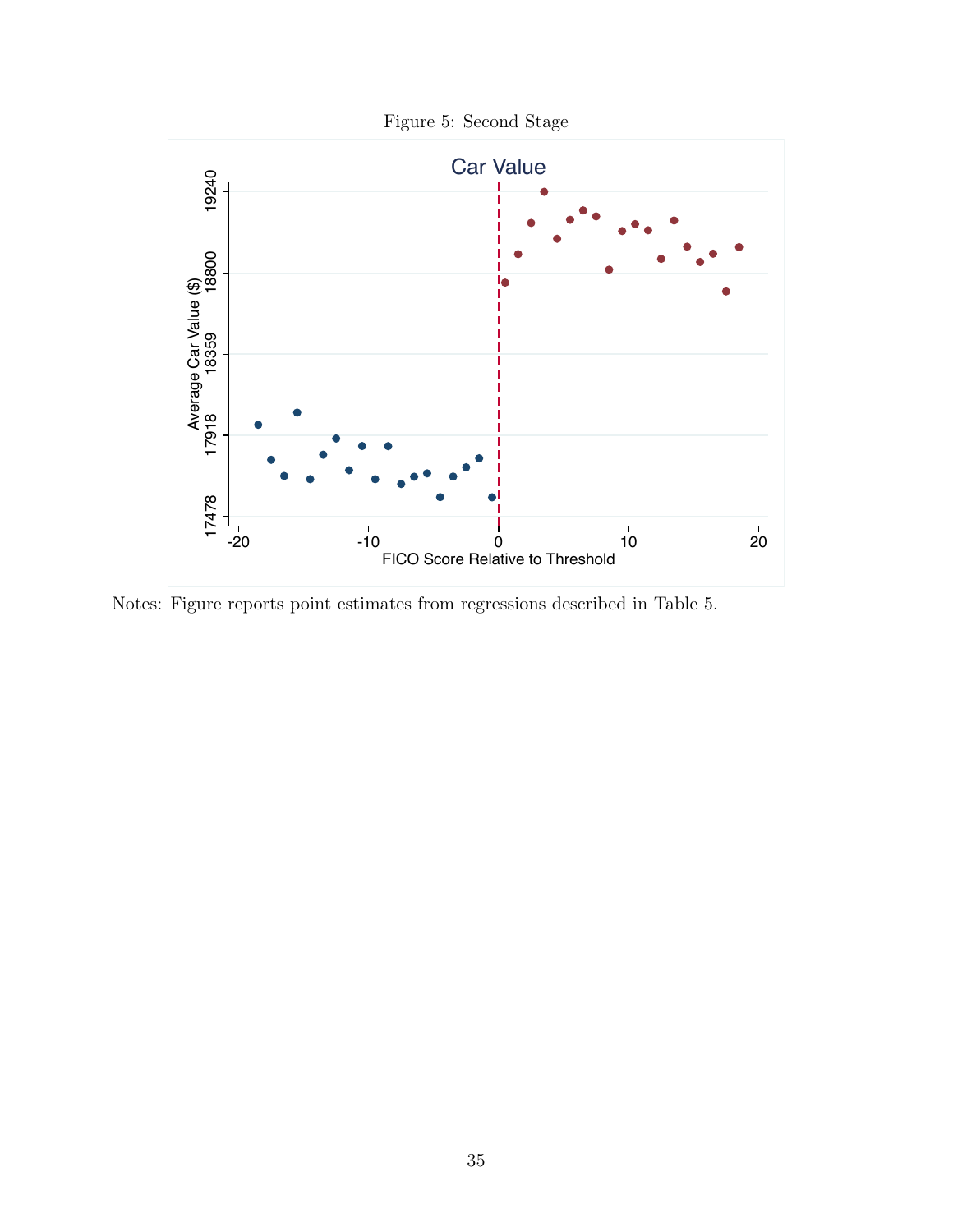Figure 5: Second Stage

Notes: Figure reports point estimates from regressions described in Table 5.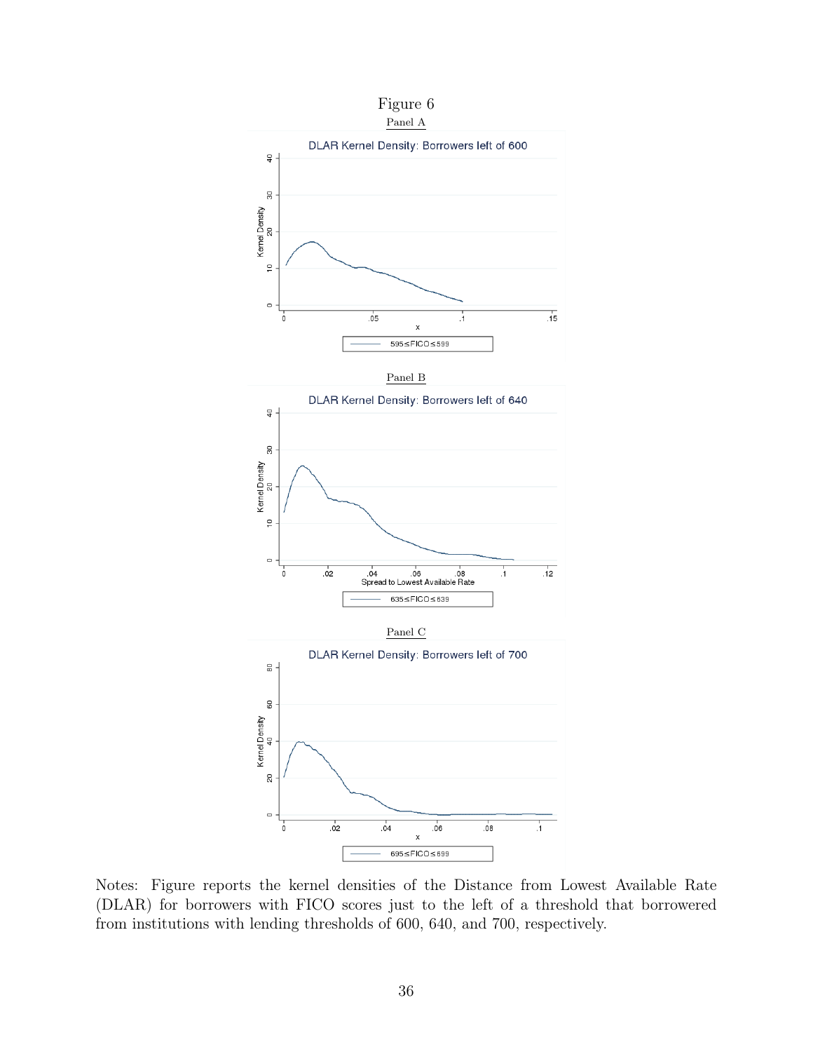Figure 6

Panel A

Panel B

Panel C

Notes: Figure reports the kernel densities of the Distance from Lowest Available Rate (DLAR) for borrowers with FICO scores just to the left of a threshold that borrowered from institutions with lending thresholds of 600, 640, and 700, respectively.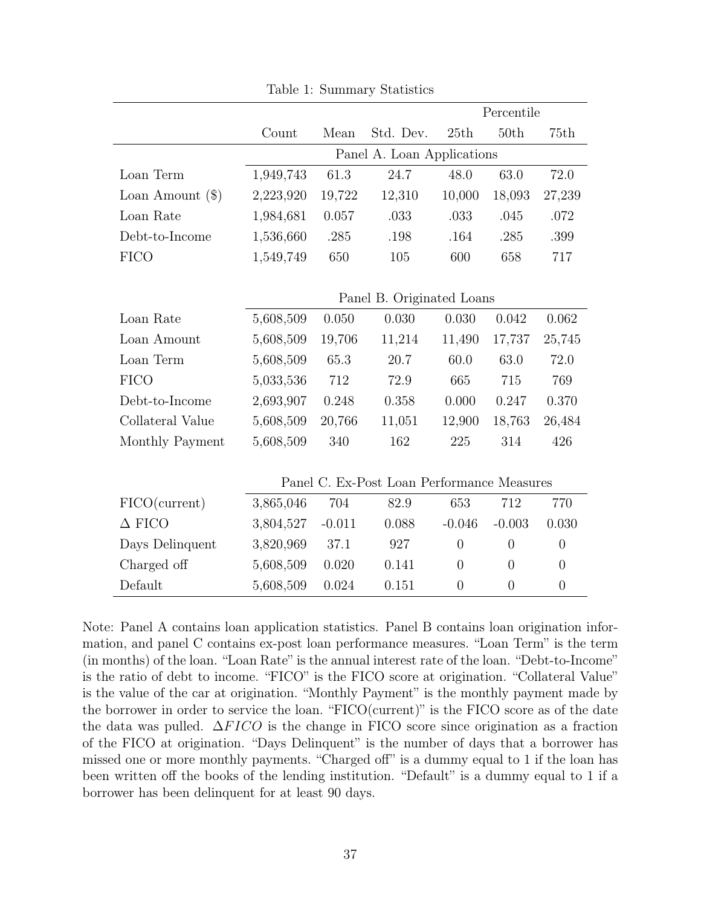Table 1: Summary Statistics

| | Count | Mean | Std. Dev. | Percentile 25th | 50th | 75th |
|---|---|---|---|---|---|---|
| | Panel A. Loan Applications | | | | | |
| Loan Term | 1,949,743 | 61.3 | 24.7 | 48.0 | 63.0 | 72.0 |
| Loan Amount ($) | 2,223,920 | 19,722 | 12,310 | 10,000 | 18,093 | 27,239 |
| Loan Rate | 1,984,681 | 0.057 | .033 | .033 | .045 | .072 |
| Debt-to-Income | 1,536,660 | .285 | .198 | .164 | .285 | .399 |
| FICO | 1,549,749 | 650 | 105 | 600 | 658 | 717 |
| | Panel B. Originated Loans | | | | | |
| Loan Rate | 5,608,509 | 0.050 | 0.030 | 0.030 | 0.042 | 0.062 |
| Loan Amount | 5,608,509 | 19,706 | 11,214 | 11,490 | 17,737 | 25,745 |
| Loan Term | 5,608,509 | 65.3 | 20.7 | 60.0 | 63.0 | 72.0 |
| FICO | 5,033,536 | 712 | 72.9 | 665 | 715 | 769 |
| Debt-to-Income | 2,693,907 | 0.248 | 0.358 | 0.000 | 0.247 | 0.370 |
| Collateral Value | 5,608,509 | 20,766 | 11,051 | 12,900 | 18,763 | 26,484 |
| Monthly Payment | 5,608,509 | 340 | 162 | 225 | 314 | 426 |
| | Panel C. Ex-Post Loan Performance Measures | | | | | |
| FICO(current) | 3,865,046 | 704 | 82.9 | 653 | 712 | 770 |
| $\Delta$ FICO | 3,804,527 | -0.011 | 0.088 | -0.046 | -0.003 | 0.030 |
| Days Delinquent | 3,820,969 | 37.1 | 927 | 0 | 0 | 0 |
| Charged off | 5,608,509 | 0.020 | 0.141 | 0 | 0 | 0 |
| Default | 5,608,509 | 0.024 | 0.151 | 0 | 0 | 0 |

Note: Panel A contains loan application statistics. Panel B contains loan origination information, and panel C contains ex-post loan performance measures. "Loan Term" is the term (in months) of the loan. "Loan Rate" is the annual interest rate of the loan. "Debt-to-Income" is the ratio of debt to income. "FICO" is the FICO score at origination. "Collateral Value" is the value of the car at origination. "Monthly Payment" is the monthly payment made by the borrower in order to service the loan. "FICO(current)" is the FICO score as of the date the data was pulled. $\Delta FICO$ is the change in FICO score since origination as a fraction of the FICO at origination. "Days Delinquent" is the number of days that a borrower has missed one or more monthly payments. "Charged off" is a dummy equal to 1 if the loan has been written off the books of the lending institution. "Default" is a dummy equal to 1 if a borrower has been delinquent for at least 90 days.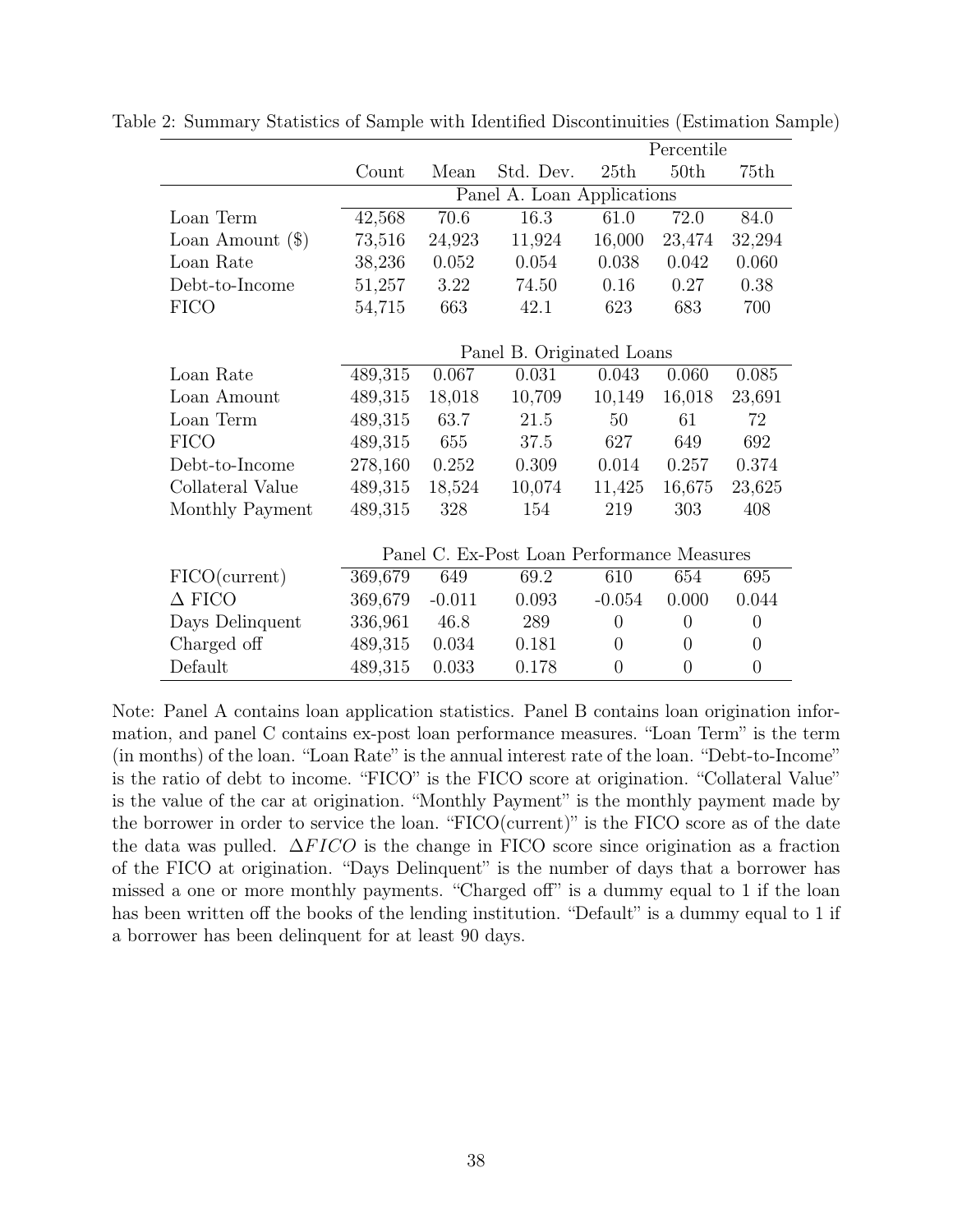Table 2: Summary Statistics of Sample with Identified Discontinuities (Estimation Sample)

| | | | | Percentile | | |
|---|---|---|---|---|---|---|
| | Count | Mean | Std. Dev. | 25th | 50th | 75th |
| | Panel A. Loan Applications | | | | | |
| Loan Term | 42,568 | 70.6 | 16.3 | 61.0 | 72.0 | 84.0 |
| Loan Amount ($) | 73,516 | 24,923 | 11,924 | 16,000 | 23,474 | 32,294 |
| Loan Rate | 38,236 | 0.052 | 0.054 | 0.038 | 0.042 | 0.060 |
| Debt-to-Income | 51,257 | 3.22 | 74.50 | 0.16 | 0.27 | 0.38 |
| FICO | 54,715 | 663 | 42.1 | 623 | 683 | 700 |
| | Panel B. Originated Loans | | | | | |
| Loan Rate | 489,315 | 0.067 | 0.031 | 0.043 | 0.060 | 0.085 |
| Loan Amount | 489,315 | 18,018 | 10,709 | 10,149 | 16,018 | 23,691 |
| Loan Term | 489,315 | 63.7 | 21.5 | 50 | 61 | 72 |
| FICO | 489,315 | 655 | 37.5 | 627 | 649 | 692 |
| Debt-to-Income | 278,160 | 0.252 | 0.309 | 0.014 | 0.257 | 0.374 |
| Collateral Value | 489,315 | 18,524 | 10,074 | 11,425 | 16,675 | 23,625 |
| Monthly Payment | 489,315 | 328 | 154 | 219 | 303 | 408 |
| | Panel C. Ex-Post Loan Performance Measures | | | | | |
| FICO(current) | 369,679 | 649 | 69.2 | 610 | 654 | 695 |
| $\Delta$ FICO | 369,679 | -0.011 | 0.093 | -0.054 | 0.000 | 0.044 |
| Days Delinquent | 336,961 | 46.8 | 289 | 0 | 0 | 0 |
| Charged off | 489,315 | 0.034 | 0.181 | 0 | 0 | 0 |
| Default | 489,315 | 0.033 | 0.178 | 0 | 0 | 0 |

Note: Panel A contains loan application statistics. Panel B contains loan origination information, and panel C contains ex-post loan performance measures. "Loan Term" is the term (in months) of the loan. "Loan Rate" is the annual interest rate of the loan. "Debt-to-Income" is the ratio of debt to income. "FICO" is the FICO score at origination. "Collateral Value" is the value of the car at origination. "Monthly Payment" is the monthly payment made by the borrower in order to service the loan. "FICO(current)" is the FICO score as of the date the data was pulled. $\Delta FICO$ is the change in FICO score since origination as a fraction of the FICO at origination. "Days Delinquent" is the number of days that a borrower has missed a one or more monthly payments. "Charged off" is a dummy equal to 1 if the loan has been written off the books of the lending institution. "Default" is a dummy equal to 1 if a borrower has been delinquent for at least 90 days.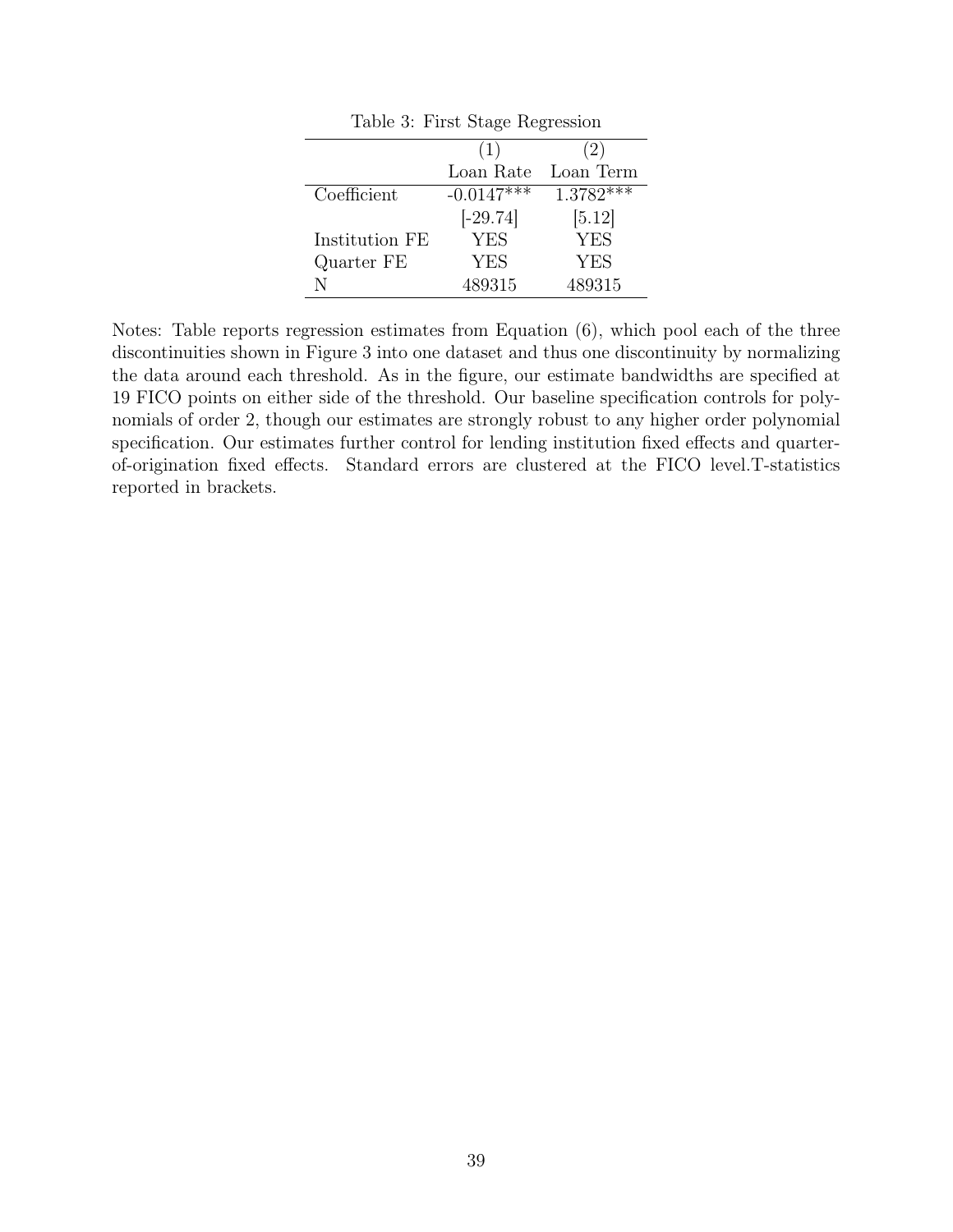Table 3: First Stage Regression

| | (1) | (2) |
|---|---|---|
| | Loan Rate | Loan Term |
| Coefficient | -0.0147*** | 1.3782*** |
| | [-29.74] | [5.12] |
| Institution FE | YES | YES |
| Quarter FE | YES | YES |
| N | 489315 | 489315 |

Notes: Table reports regression estimates from Equation (6), which pool each of the three discontinuities shown in Figure 3 into one dataset and thus one discontinuity by normalizing the data around each threshold. As in the figure, our estimate bandwidths are specified at 19 FICO points on either side of the threshold. Our baseline specification controls for polynomials of order 2, though our estimates are strongly robust to any higher order polynomial specification. Our estimates further control for lending institution fixed effects and quarter-of-origination fixed effects. Standard errors are clustered at the FICO level.T-statistics reported in brackets.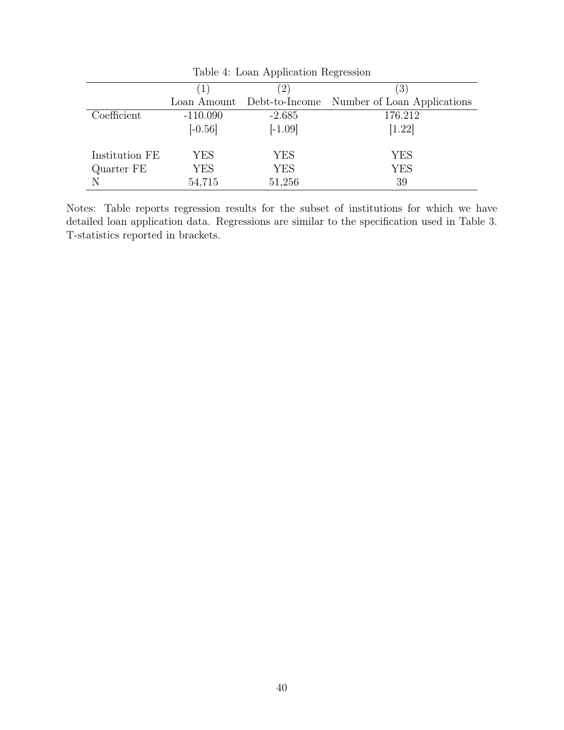Table 4: Loan Application Regression

| | (1) | (2) | (3) |
|---|---|---|---|
| | Loan Amount | Debt-to-Income | Number of Loan Applications |
| Coefficient | -110.090 | -2.685 | 176.212 |
| | [-0.56] | [-1.09] | [1.22] |
| Institution FE | YES | YES | YES |
| Quarter FE | YES | YES | YES |
| N | 54,715 | 51,256 | 39 |

Notes: Table reports regression results for the subset of institutions for which we have detailed loan application data. Regressions are similar to the specification used in Table 3. T-statistics reported in brackets.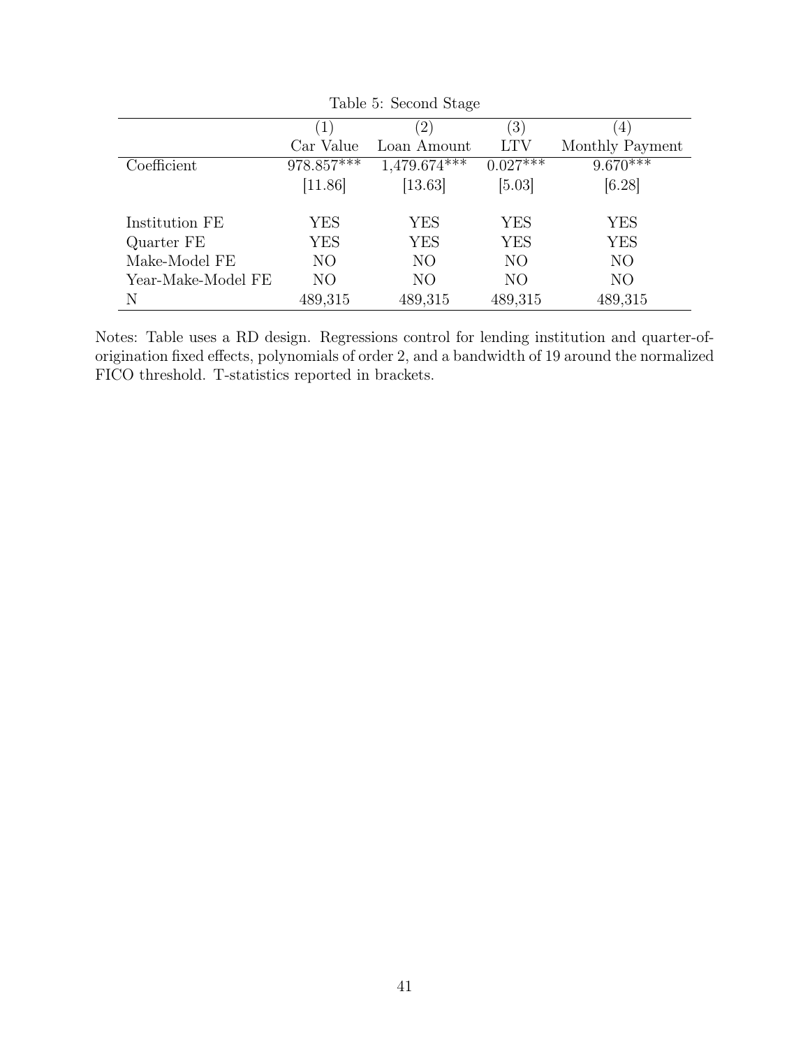Table 5: Second Stage

| | (1) | (2) | (3) | (4) |
|---|---|---|---|---|
| | Car Value | Loan Amount | LTV | Monthly Payment |
| Coefficient | 978.857*** | 1,479.674*** | 0.027*** | 9.670*** |
| | [11.86] | [13.63] | [5.03] | [6.28] |
| Institution FE | YES | YES | YES | YES |
| Quarter FE | YES | YES | YES | YES |
| Make-Model FE | NO | NO | NO | NO |
| Year-Make-Model FE | NO | NO | NO | NO |
| N | 489,315 | 489,315 | 489,315 | 489,315 |

Notes: Table uses a RD design. Regressions control for lending institution and quarter-of-origination fixed effects, polynomials of order 2, and a bandwidth of 19 around the normalized FICO threshold. T-statistics reported in brackets.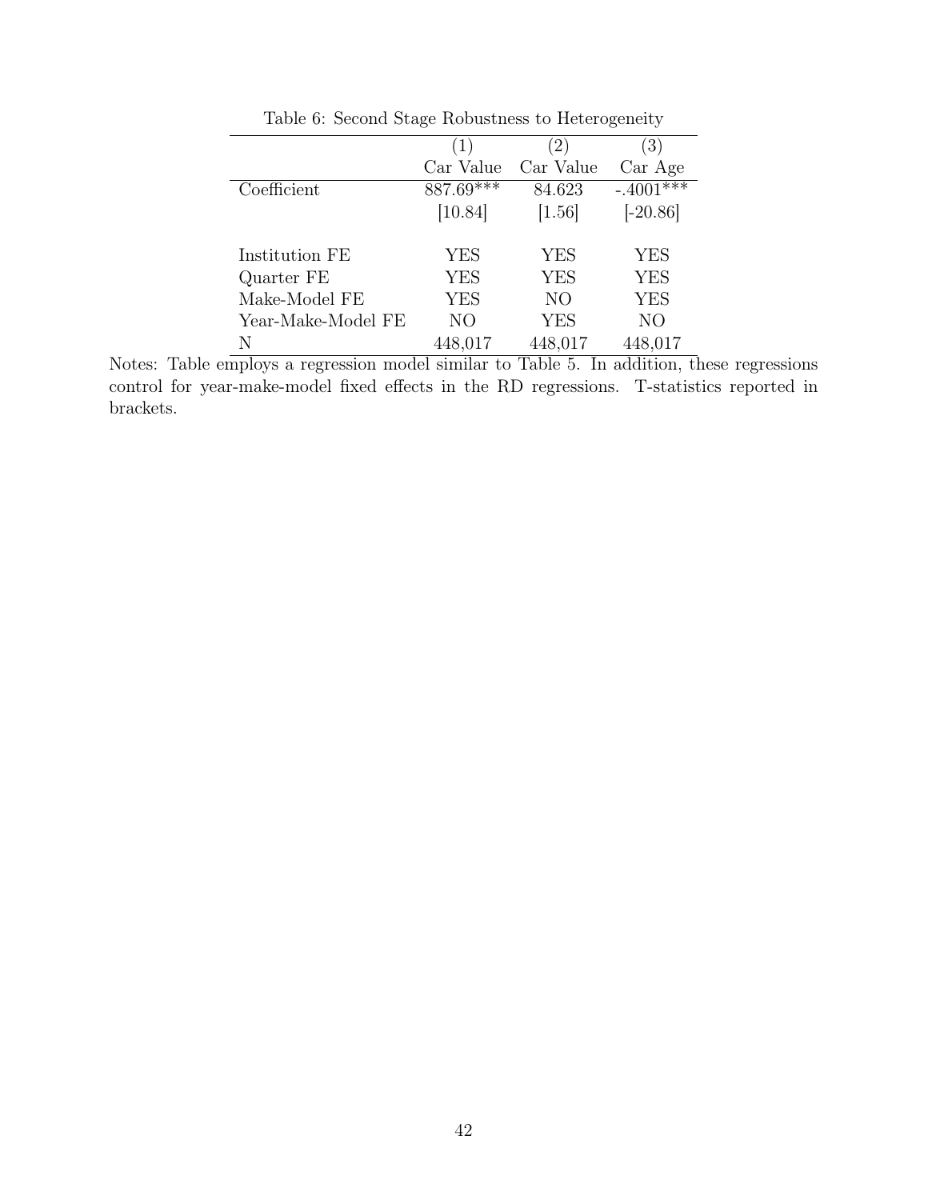Table 6: Second Stage Robustness to Heterogeneity

| | (1) | (2) | (3) |
|---|---|---|---|
| | Car Value | Car Value | Car Age |
| Coefficient | 887.69*** | 84.623 | -.4001*** |
| | [10.84] | [1.56] | [-20.86] |
| Institution FE | YES | YES | YES |
| Quarter FE | YES | YES | YES |
| Make-Model FE | YES | NO | YES |
| Year-Make-Model FE | NO | YES | NO |
| N | 448,017 | 448,017 | 448,017 |

Notes: Table employs a regression model similar to Table 5. In addition, these regressions control for year-make-model fixed effects in the RD regressions. T-statistics reported in brackets.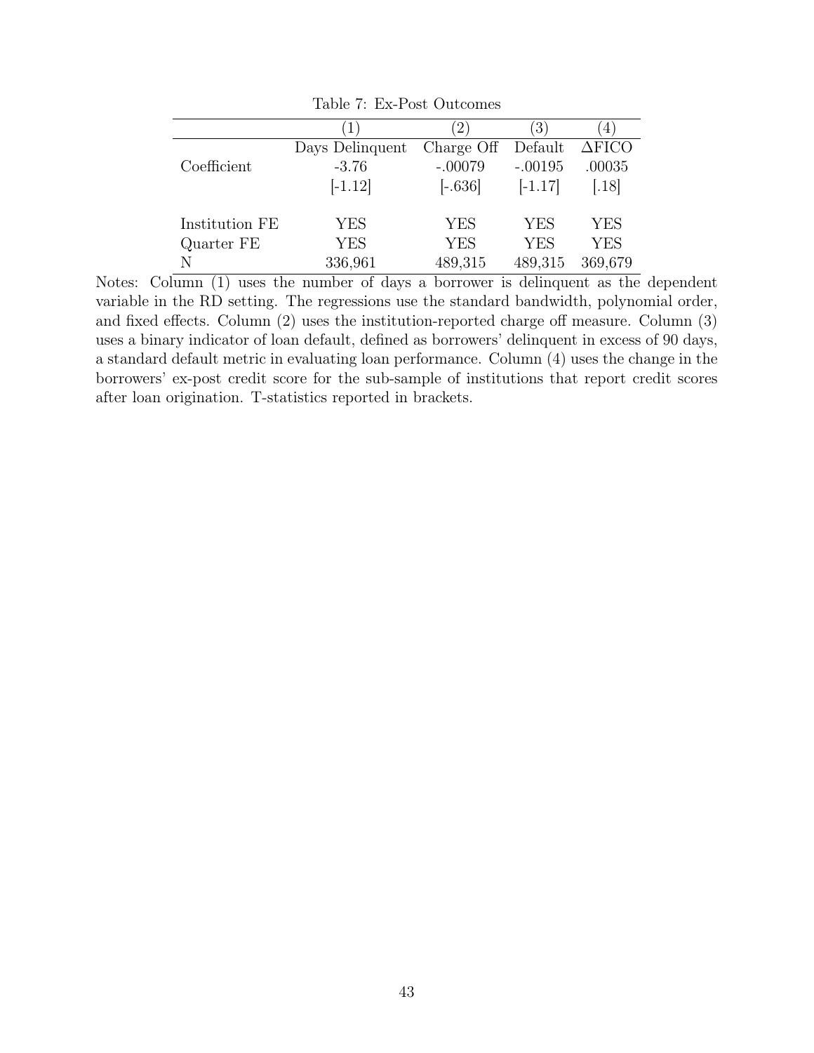Table 7: Ex-Post Outcomes

| | (1) | (2) | (3) | (4) |
|---|---|---|---|---|
| | Days Delinquent | Charge Off | Default | $\Delta$FICO |
| Coefficient | -3.76 | -.00079 | -.00195 | .00035 |
| | [-1.12] | [-.636] | [-1.17] | [.18] |
| Institution FE | YES | YES | YES | YES |
| Quarter FE | YES | YES | YES | YES |
| N | 336,961 | 489,315 | 489,315 | 369,679 |

Notes: Column (1) uses the number of days a borrower is delinquent as the dependent variable in the RD setting. The regressions use the standard bandwidth, polynomial order, and fixed effects. Column (2) uses the institution-reported charge off measure. Column (3) uses a binary indicator of loan default, defined as borrowers' delinquent in excess of 90 days, a standard default metric in evaluating loan performance. Column (4) uses the change in the borrowers' ex-post credit score for the sub-sample of institutions that report credit scores after loan origination. T-statistics reported in brackets.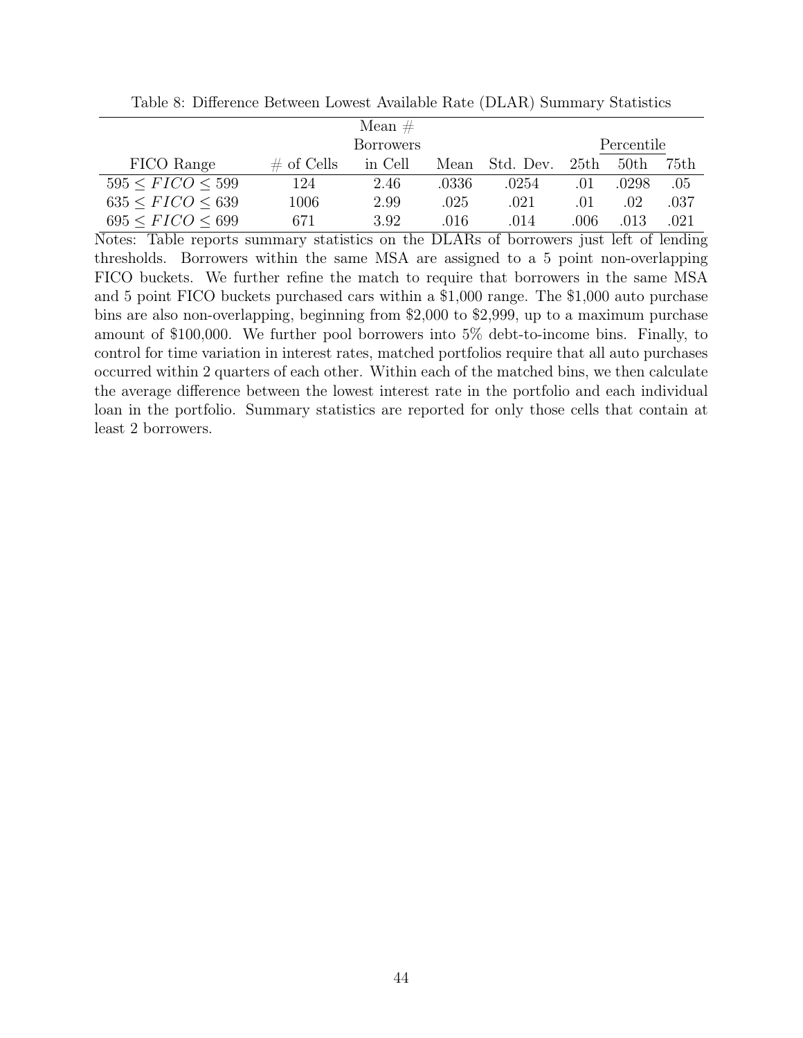Table 8: Difference Between Lowest Available Rate (DLAR) Summary Statistics

| FICO Range | # of Cells | Mean # Borrowers in Cell | Mean | Std. Dev. | Percentile 25th | Percentile 50th | Percentile 75th |
|---|---|---|---|---|---|---|---|
| $595 \leq FICO \leq 599$ | 124 | 2.46 | .0336 | .0254 | .01 | .0298 | .05 |
| $635 \leq FICO \leq 639$ | 1006 | 2.99 | .025 | .021 | .01 | .02 | .037 |
| $695 \leq FICO \leq 699$ | 671 | 3.92 | .016 | .014 | .006 | .013 | .021 |

Notes: Table reports summary statistics on the DLARs of borrowers just left of lending thresholds. Borrowers within the same MSA are assigned to a 5 point non-overlapping FICO buckets. We further refine the match to require that borrowers in the same MSA and 5 point FICO buckets purchased cars within a \$1,000 range. The \$1,000 auto purchase bins are also non-overlapping, beginning from \$2,000 to \$2,999, up to a maximum purchase amount of \$100,000. We further pool borrowers into 5% debt-to-income bins. Finally, to control for time variation in interest rates, matched portfolios require that all auto purchases occurred within 2 quarters of each other. Within each of the matched bins, we then calculate the average difference between the lowest interest rate in the portfolio and each individual loan in the portfolio. Summary statistics are reported for only those cells that contain at least 2 borrowers.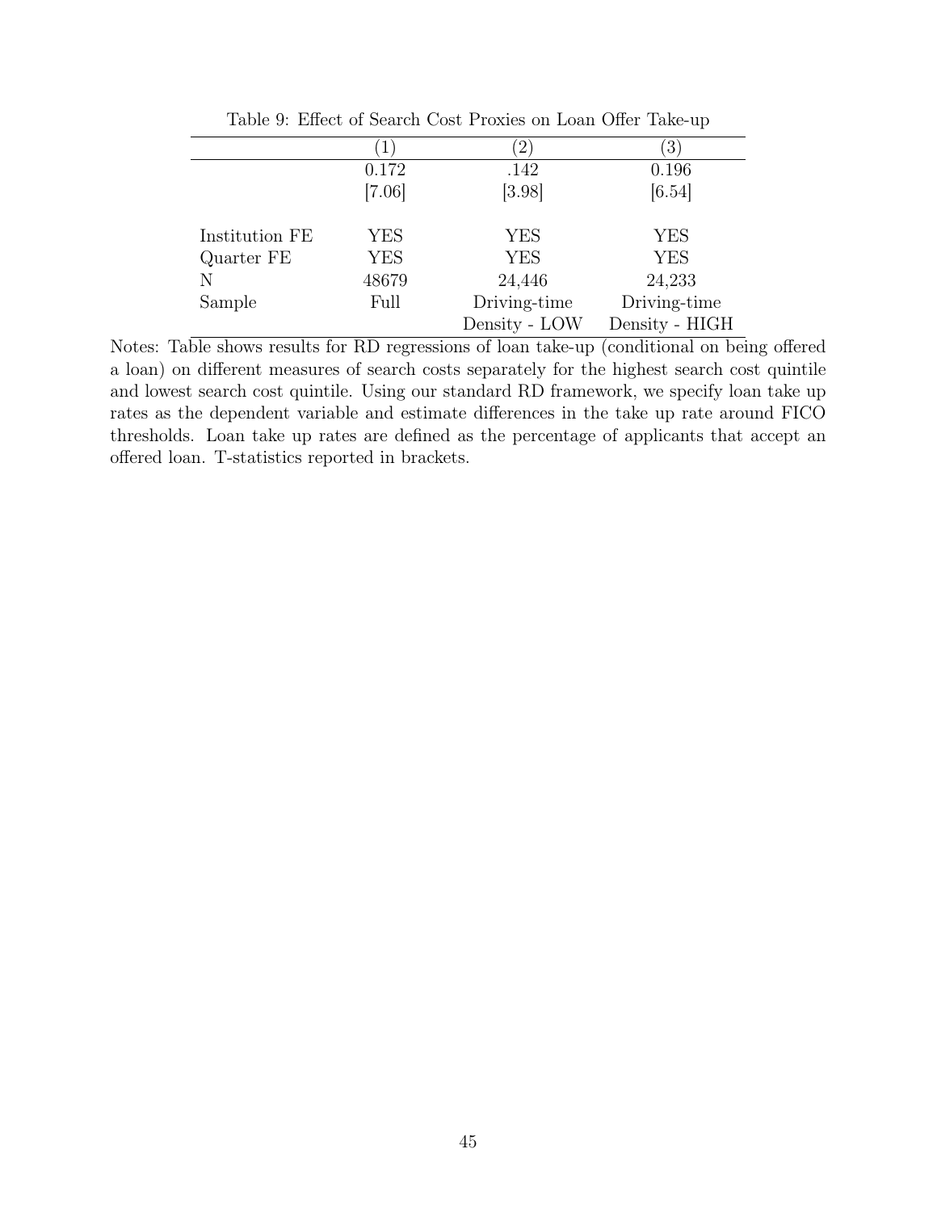Table 9: Effect of Search Cost Proxies on Loan Offer Take-up

| | (1) | (2) | (3) |
|---|---|---|---|
| | 0.172 | .142 | 0.196 |
| | [7.06] | [3.98] | [6.54] |
| Institution FE | YES | YES | YES |
| Quarter FE | YES | YES | YES |
| N | 48679 | 24,446 | 24,233 |
| Sample | Full | Driving-time Density - LOW | Driving-time Density - HIGH |

Notes: Table shows results for RD regressions of loan take-up (conditional on being offered a loan) on different measures of search costs separately for the highest search cost quintile and lowest search cost quintile. Using our standard RD framework, we specify loan take up rates as the dependent variable and estimate differences in the take up rate around FICO thresholds. Loan take up rates are defined as the percentage of applicants that accept an offered loan. T-statistics reported in brackets.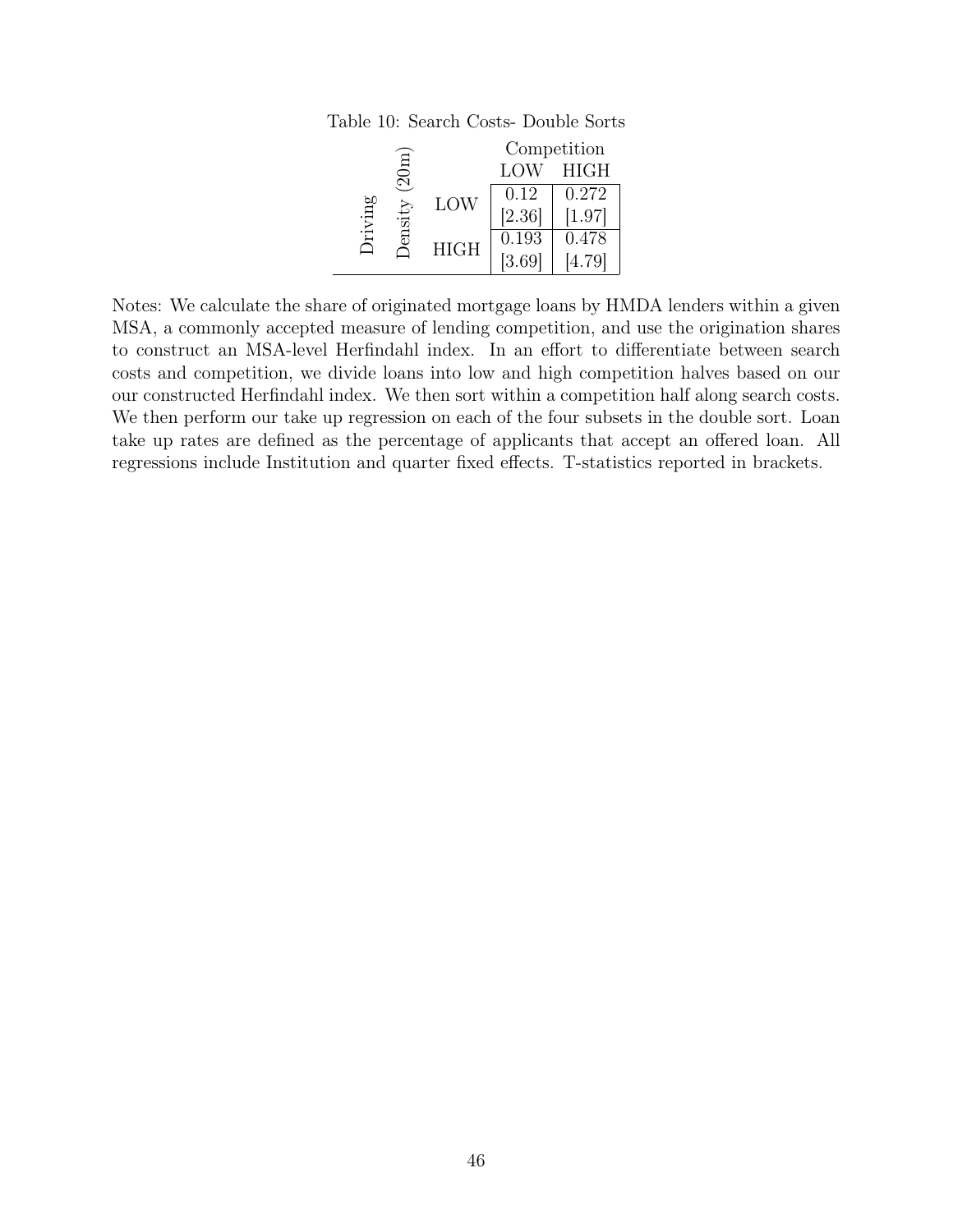Table 10: Search Costs- Double Sorts

| | | Competition | |
|---|---|---|---|
| | | LOW | HIGH |
| Driving Density (20m) | LOW | 0.12 | 0.272 |
| | | [2.36] | [1.97] |
| | HIGH | 0.193 | 0.478 |
| | | [3.69] | [4.79] |

Notes: We calculate the share of originated mortgage loans by HMDA lenders within a given MSA, a commonly accepted measure of lending competition, and use the origination shares to construct an MSA-level Herfindahl index. In an effort to differentiate between search costs and competition, we divide loans into low and high competition halves based on our our constructed Herfindahl index. We then sort within a competition half along search costs. We then perform our take up regression on each of the four subsets in the double sort. Loan take up rates are defined as the percentage of applicants that accept an offered loan. All regressions include Institution and quarter fixed effects. T-statistics reported in brackets.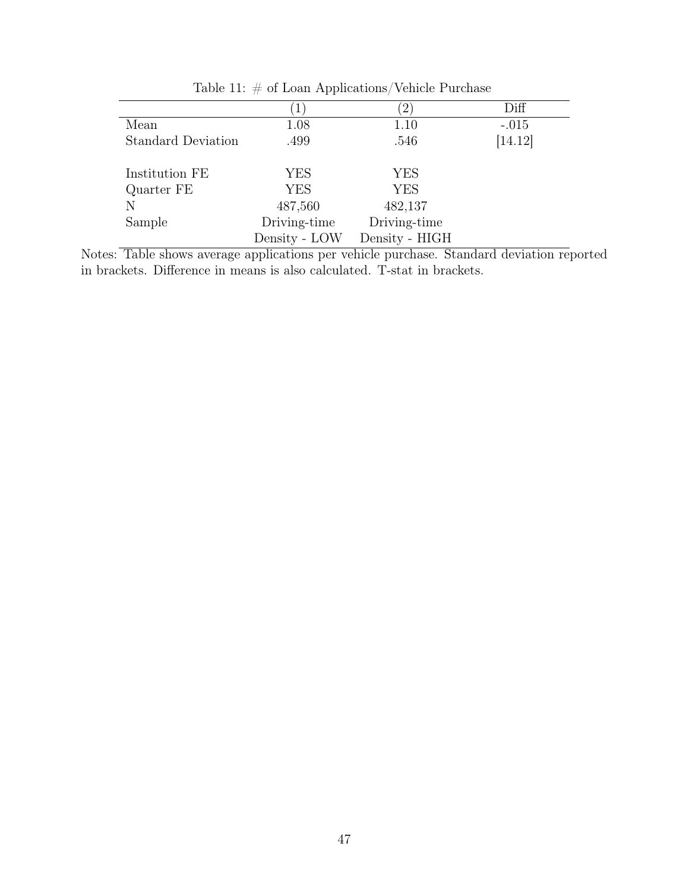Table 11: # of Loan Applications/Vehicle Purchase

| | (1) | (2) | Diff |
|---|---|---|---|
| Mean | 1.08 | 1.10 | -.015 |
| Standard Deviation | .499 | .546 | [14.12] |
| | | | |
| Institution FE | YES | YES | |
| Quarter FE | YES | YES | |
| N | 487,560 | 482,137 | |
| Sample | Driving-time Density - LOW | Driving-time Density - HIGH | |

Notes: Table shows average applications per vehicle purchase. Standard deviation reported in brackets. Difference in means is also calculated. T-stat in brackets.